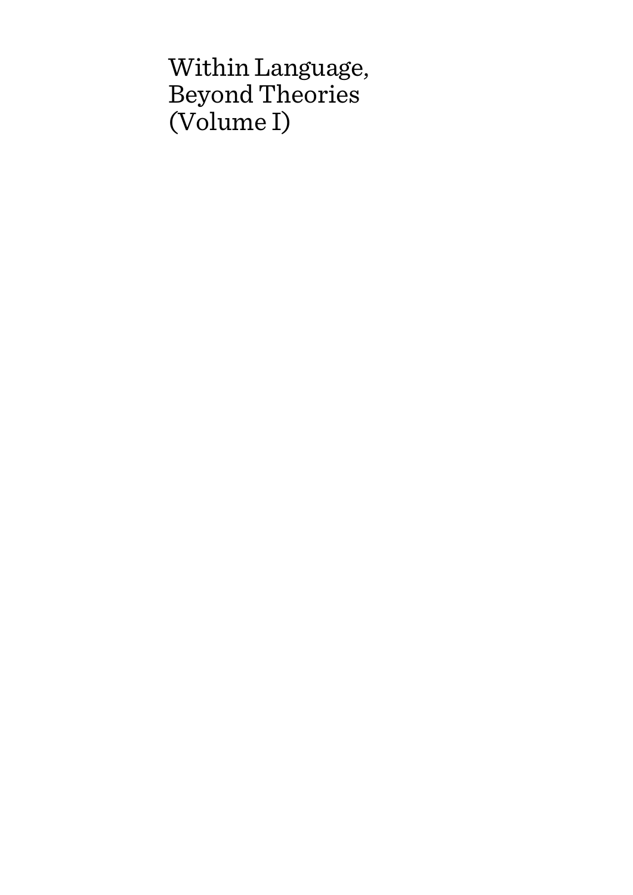# Within Language, Beyond Theories (Volume I)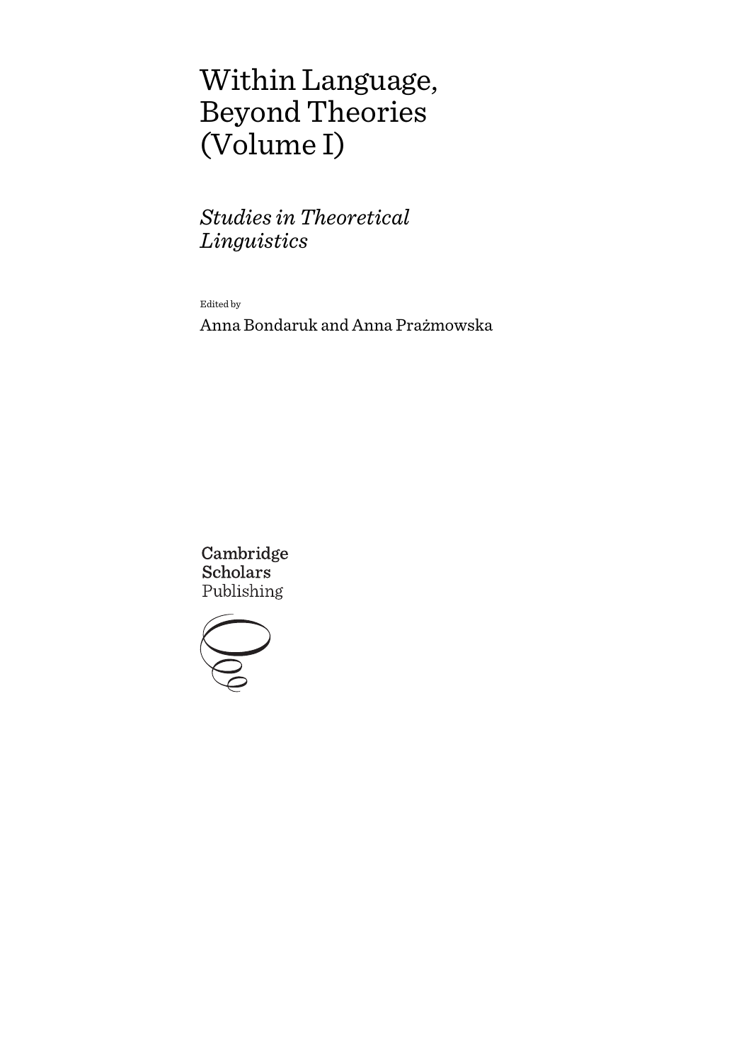# Within Language, Beyond Theories (Volume I)

## *Studies in Theoretical Linguistics*

Edited by

Anna Bondaruk and Anna Prażmowska

Cambridge Scholars Publishing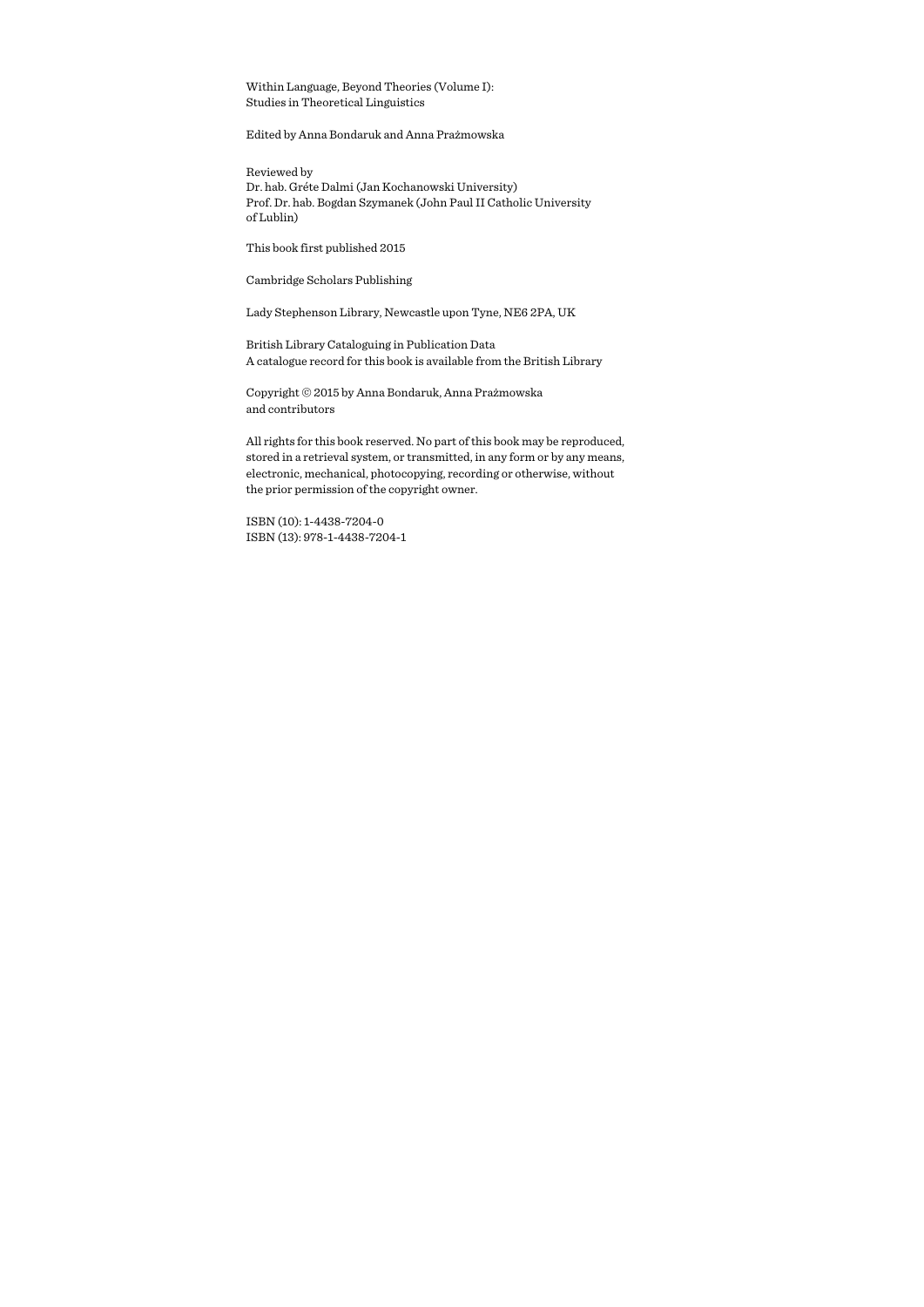Within Language, Beyond Theories (Volume I):
Studies in Theoretical Linguistics

Edited by Anna Bondaruk and Anna Prażmowska

Reviewed by
Dr. hab. Gréte Dalmi (Jan Kochanowski University)
Prof. Dr. hab. Bogdan Szymanek (John Paul II Catholic University of Lublin)

This book first published 2015

Cambridge Scholars Publishing

Lady Stephenson Library, Newcastle upon Tyne, NE6 2PA, UK

British Library Cataloguing in Publication Data
A catalogue record for this book is available from the British Library

Copyright © 2015 by Anna Bondaruk, Anna Prażmowska and contributors

All rights for this book reserved. No part of this book may be reproduced, stored in a retrieval system, or transmitted, in any form or by any means, electronic, mechanical, photocopying, recording or otherwise, without the prior permission of the copyright owner.

ISBN (10): 1-4438-7204-0
ISBN (13): 978-1-4438-7204-1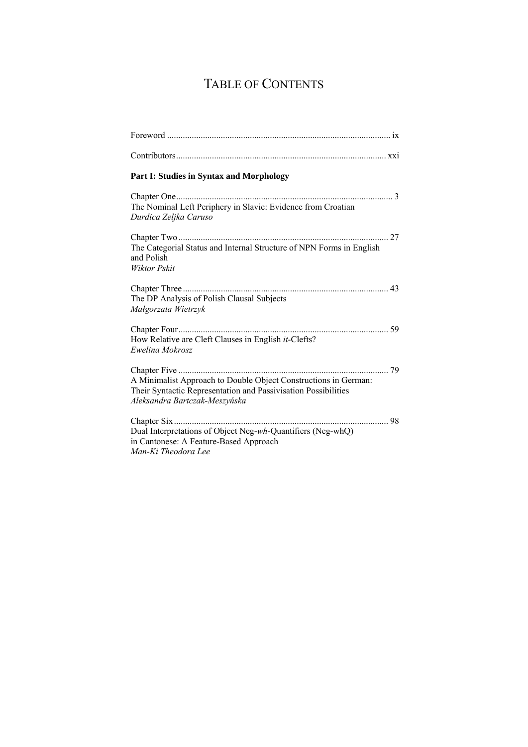# TABLE OF CONTENTS

Foreword .................................................................................................. ix

Contributors............................................................................................ xxi

**Part I: Studies in Syntax and Morphology**

Chapter One............................................................................................... 3
The Nominal Left Periphery in Slavic: Evidence from Croatian
*Durdica Zeljka Caruso*

Chapter Two ............................................................................................ 27
The Categorial Status and Internal Structure of NPN Forms in English and Polish
*Wiktor Pskit*

Chapter Three .......................................................................................... 43
The DP Analysis of Polish Clausal Subjects
*Małgorzata Wietrzyk*

Chapter Four............................................................................................ 59
How Relative are Cleft Clauses in English *it*-Clefts?
*Ewelina Mokrosz*

Chapter Five ............................................................................................ 79
A Minimalist Approach to Double Object Constructions in German: Their Syntactic Representation and Passivisation Possibilities
*Aleksandra Bartczak-Meszyńska*

Chapter Six ............................................................................................... 98
Dual Interpretations of Object Neg-*wh*-Quantifiers (Neg-whQ) in Cantonese: A Feature-Based Approach
*Man-Ki Theodora Lee*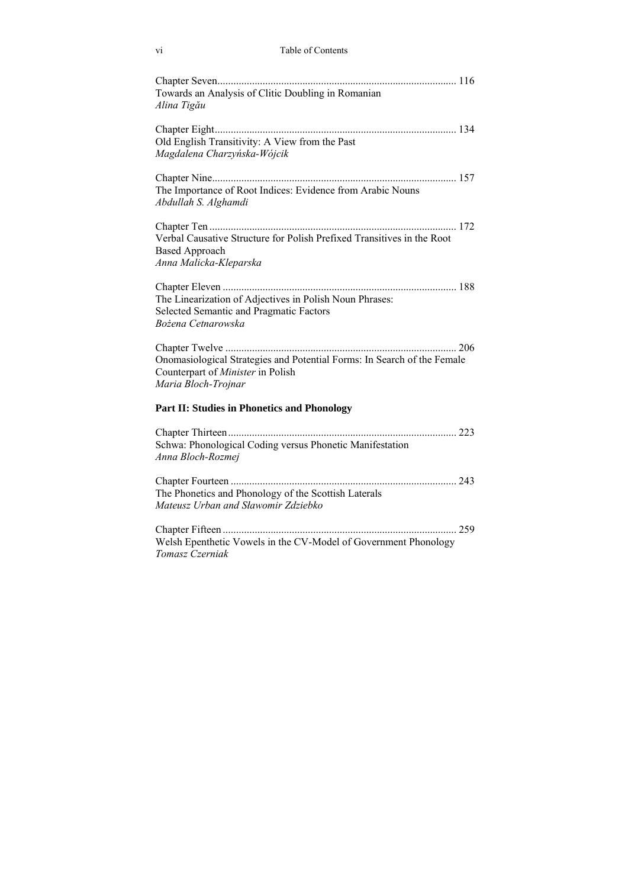Chapter Seven ........................................................................................ 116
Towards an Analysis of Clitic Doubling in Romanian
*Alina Tigău*

Chapter Eight ......................................................................................... 134
Old English Transitivity: A View from the Past
*Magdalena Charzyńska-Wójcik*

Chapter Nine .......................................................................................... 157
The Importance of Root Indices: Evidence from Arabic Nouns
*Abdullah S. Alghamdi*

Chapter Ten ............................................................................................ 172
Verbal Causative Structure for Polish Prefixed Transitives in the Root Based Approach
*Anna Malicka-Kleparska*

Chapter Eleven ....................................................................................... 188
The Linearization of Adjectives in Polish Noun Phrases: Selected Semantic and Pragmatic Factors
*Bożena Cetnarowska*

Chapter Twelve ...................................................................................... 206
Onomasiological Strategies and Potential Forms: In Search of the Female Counterpart of *Minister* in Polish
*Maria Bloch-Trojnar*

**Part II: Studies in Phonetics and Phonology**

Chapter Thirteen ..................................................................................... 223
Schwa: Phonological Coding versus Phonetic Manifestation
*Anna Bloch-Rozmej*

Chapter Fourteen .................................................................................... 243
The Phonetics and Phonology of the Scottish Laterals
*Mateusz Urban and Sławomir Zdziebko*

Chapter Fifteen ....................................................................................... 259
Welsh Epenthetic Vowels in the CV-Model of Government Phonology
*Tomasz Czerniak*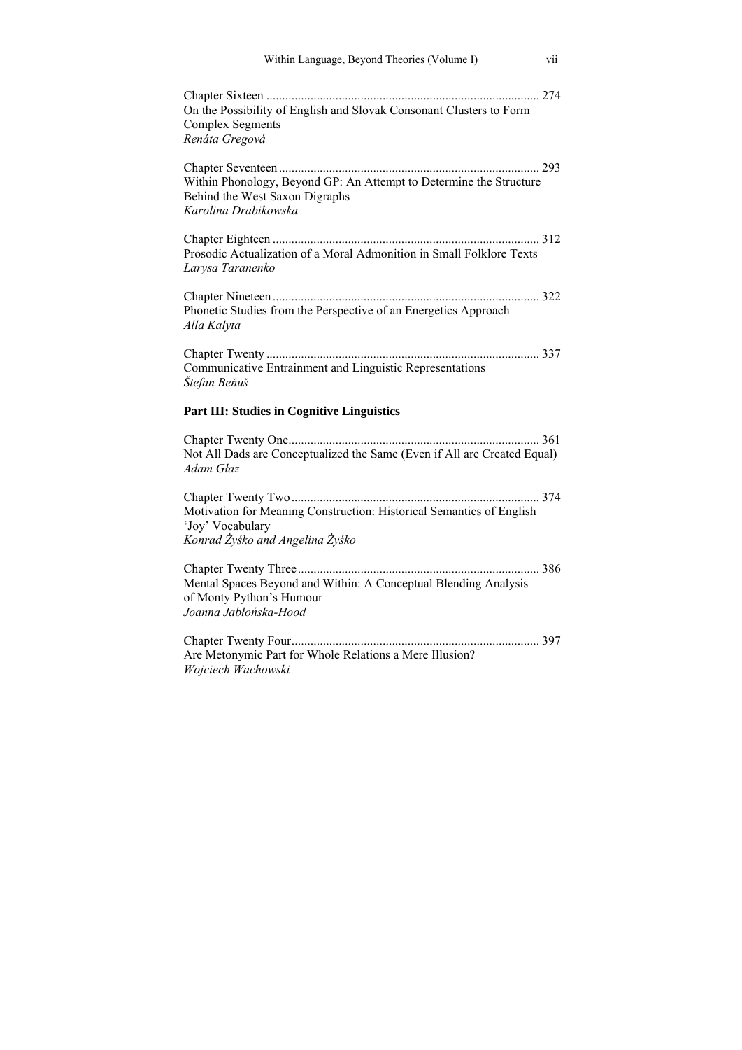Chapter Sixteen ....................................................................................... 274
On the Possibility of English and Slovak Consonant Clusters to Form Complex Segments
*Renáta Gregová*

Chapter Seventeen ................................................................................... 293
Within Phonology, Beyond GP: An Attempt to Determine the Structure Behind the West Saxon Digraphs
*Karolina Drabikowska*

Chapter Eighteen ..................................................................................... 312
Prosodic Actualization of a Moral Admonition in Small Folklore Texts
*Larysa Taranenko*

Chapter Nineteen ..................................................................................... 322
Phonetic Studies from the Perspective of an Energetics Approach
*Alla Kalyta*

Chapter Twenty ....................................................................................... 337
Communicative Entrainment and Linguistic Representations
*Štefan Beňuš*

**Part III: Studies in Cognitive Linguistics**

Chapter Twenty One................................................................................ 361
Not All Dads are Conceptualized the Same (Even if All are Created Equal)
*Adam Głaz*

Chapter Twenty Two ............................................................................... 374
Motivation for Meaning Construction: Historical Semantics of English 'Joy' Vocabulary
*Konrad Żyśko and Angelina Żyśko*

Chapter Twenty Three ............................................................................. 386
Mental Spaces Beyond and Within: A Conceptual Blending Analysis of Monty Python's Humour
*Joanna Jabłońska-Hood*

Chapter Twenty Four............................................................................... 397
Are Metonymic Part for Whole Relations a Mere Illusion?
*Wojciech Wachowski*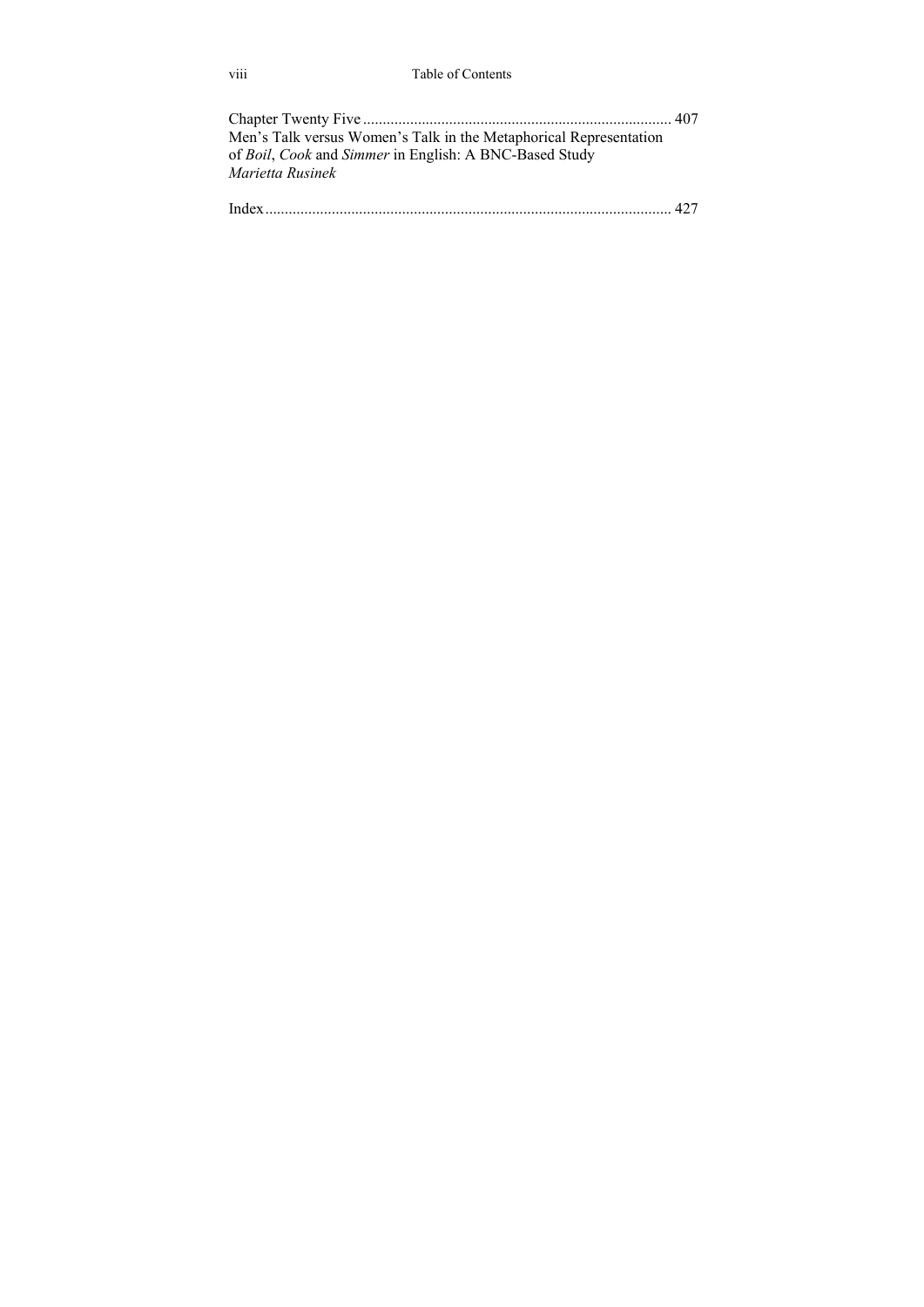Chapter Twenty Five ............................................................................... 407
Men's Talk versus Women's Talk in the Metaphorical Representation of *Boil*, *Cook* and *Simmer* in English: A BNC-Based Study
*Marietta Rusinek*

Index ........................................................................................................ 427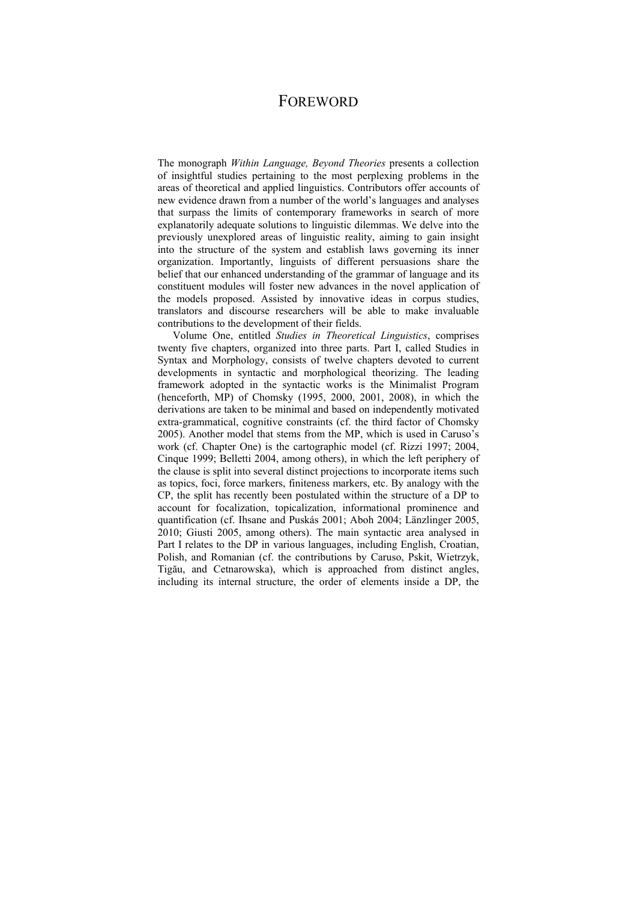# FOREWORD

The monograph *Within Language, Beyond Theories* presents a collection of insightful studies pertaining to the most perplexing problems in the areas of theoretical and applied linguistics. Contributors offer accounts of new evidence drawn from a number of the world's languages and analyses that surpass the limits of contemporary frameworks in search of more explanatorily adequate solutions to linguistic dilemmas. We delve into the previously unexplored areas of linguistic reality, aiming to gain insight into the structure of the system and establish laws governing its inner organization. Importantly, linguists of different persuasions share the belief that our enhanced understanding of the grammar of language and its constituent modules will foster new advances in the novel application of the models proposed. Assisted by innovative ideas in corpus studies, translators and discourse researchers will be able to make invaluable contributions to the development of their fields.

Volume One, entitled *Studies in Theoretical Linguistics*, comprises twenty five chapters, organized into three parts. Part I, called Studies in Syntax and Morphology, consists of twelve chapters devoted to current developments in syntactic and morphological theorizing. The leading framework adopted in the syntactic works is the Minimalist Program (henceforth, MP) of Chomsky (1995, 2000, 2001, 2008), in which the derivations are taken to be minimal and based on independently motivated extra-grammatical, cognitive constraints (cf. the third factor of Chomsky 2005). Another model that stems from the MP, which is used in Caruso's work (cf. Chapter One) is the cartographic model (cf. Rizzi 1997; 2004, Cinque 1999; Belletti 2004, among others), in which the left periphery of the clause is split into several distinct projections to incorporate items such as topics, foci, force markers, finiteness markers, etc. By analogy with the CP, the split has recently been postulated within the structure of a DP to account for focalization, topicalization, informational prominence and quantification (cf. Ihsane and Puskás 2001; Aboh 2004; Länzlinger 2005, 2010; Giusti 2005, among others). The main syntactic area analysed in Part I relates to the DP in various languages, including English, Croatian, Polish, and Romanian (cf. the contributions by Caruso, Pskit, Wietrzyk, Tigău, and Cetnarowska), which is approached from distinct angles, including its internal structure, the order of elements inside a DP, the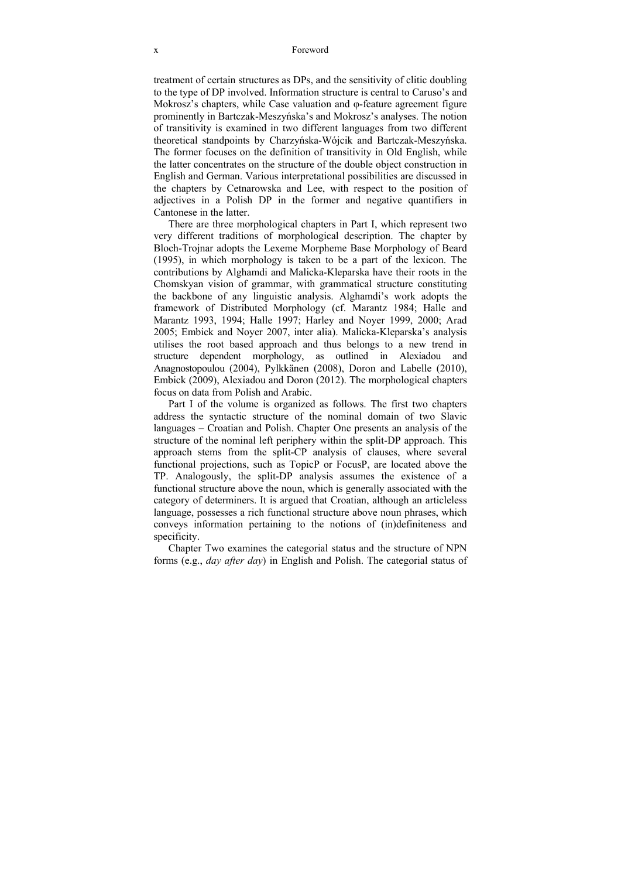treatment of certain structures as DPs, and the sensitivity of clitic doubling to the type of DP involved. Information structure is central to Caruso's and Mokrosz's chapters, while Case valuation and φ-feature agreement figure prominently in Bartczak-Meszyńska's and Mokrosz's analyses. The notion of transitivity is examined in two different languages from two different theoretical standpoints by Charzyńska-Wójcik and Bartczak-Meszyńska. The former focuses on the definition of transitivity in Old English, while the latter concentrates on the structure of the double object construction in English and German. Various interpretational possibilities are discussed in the chapters by Cetnarowska and Lee, with respect to the position of adjectives in a Polish DP in the former and negative quantifiers in Cantonese in the latter.

There are three morphological chapters in Part I, which represent two very different traditions of morphological description. The chapter by Bloch-Trojnar adopts the Lexeme Morpheme Base Morphology of Beard (1995), in which morphology is taken to be a part of the lexicon. The contributions by Alghamdi and Malicka-Kleparska have their roots in the Chomskyan vision of grammar, with grammatical structure constituting the backbone of any linguistic analysis. Alghamdi's work adopts the framework of Distributed Morphology (cf. Marantz 1984; Halle and Marantz 1993, 1994; Halle 1997; Harley and Noyer 1999, 2000; Arad 2005; Embick and Noyer 2007, inter alia). Malicka-Kleparska's analysis utilises the root based approach and thus belongs to a new trend in structure dependent morphology, as outlined in Alexiadou and Anagnostopoulou (2004), Pylkkänen (2008), Doron and Labelle (2010), Embick (2009), Alexiadou and Doron (2012). The morphological chapters focus on data from Polish and Arabic.

Part I of the volume is organized as follows. The first two chapters address the syntactic structure of the nominal domain of two Slavic languages – Croatian and Polish. Chapter One presents an analysis of the structure of the nominal left periphery within the split-DP approach. This approach stems from the split-CP analysis of clauses, where several functional projections, such as TopicP or FocusP, are located above the TP. Analogously, the split-DP analysis assumes the existence of a functional structure above the noun, which is generally associated with the category of determiners. It is argued that Croatian, although an articleless language, possesses a rich functional structure above noun phrases, which conveys information pertaining to the notions of (in)definiteness and specificity.

Chapter Two examines the categorial status and the structure of NPN forms (e.g., *day after day*) in English and Polish. The categorial status of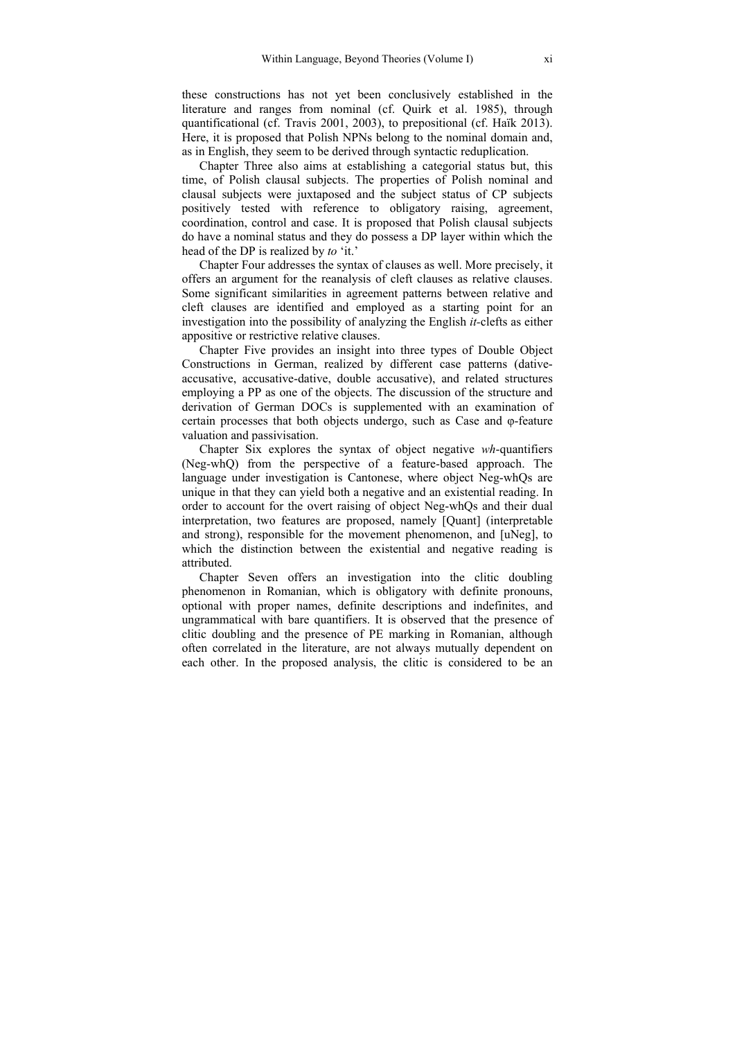these constructions has not yet been conclusively established in the literature and ranges from nominal (cf. Quirk et al. 1985), through quantificational (cf. Travis 2001, 2003), to prepositional (cf. Haïk 2013). Here, it is proposed that Polish NPNs belong to the nominal domain and, as in English, they seem to be derived through syntactic reduplication.

Chapter Three also aims at establishing a categorial status but, this time, of Polish clausal subjects. The properties of Polish nominal and clausal subjects were juxtaposed and the subject status of CP subjects positively tested with reference to obligatory raising, agreement, coordination, control and case. It is proposed that Polish clausal subjects do have a nominal status and they do possess a DP layer within which the head of the DP is realized by *to* 'it.'

Chapter Four addresses the syntax of clauses as well. More precisely, it offers an argument for the reanalysis of cleft clauses as relative clauses. Some significant similarities in agreement patterns between relative and cleft clauses are identified and employed as a starting point for an investigation into the possibility of analyzing the English *it*-clefts as either appositive or restrictive relative clauses.

Chapter Five provides an insight into three types of Double Object Constructions in German, realized by different case patterns (dative-accusative, accusative-dative, double accusative), and related structures employing a PP as one of the objects. The discussion of the structure and derivation of German DOCs is supplemented with an examination of certain processes that both objects undergo, such as Case and φ-feature valuation and passivisation.

Chapter Six explores the syntax of object negative *wh*-quantifiers (Neg-whQ) from the perspective of a feature-based approach. The language under investigation is Cantonese, where object Neg-whQs are unique in that they can yield both a negative and an existential reading. In order to account for the overt raising of object Neg-whQs and their dual interpretation, two features are proposed, namely [Quant] (interpretable and strong), responsible for the movement phenomenon, and [uNeg], to which the distinction between the existential and negative reading is attributed.

Chapter Seven offers an investigation into the clitic doubling phenomenon in Romanian, which is obligatory with definite pronouns, optional with proper names, definite descriptions and indefinites, and ungrammatical with bare quantifiers. It is observed that the presence of clitic doubling and the presence of PE marking in Romanian, although often correlated in the literature, are not always mutually dependent on each other. In the proposed analysis, the clitic is considered to be an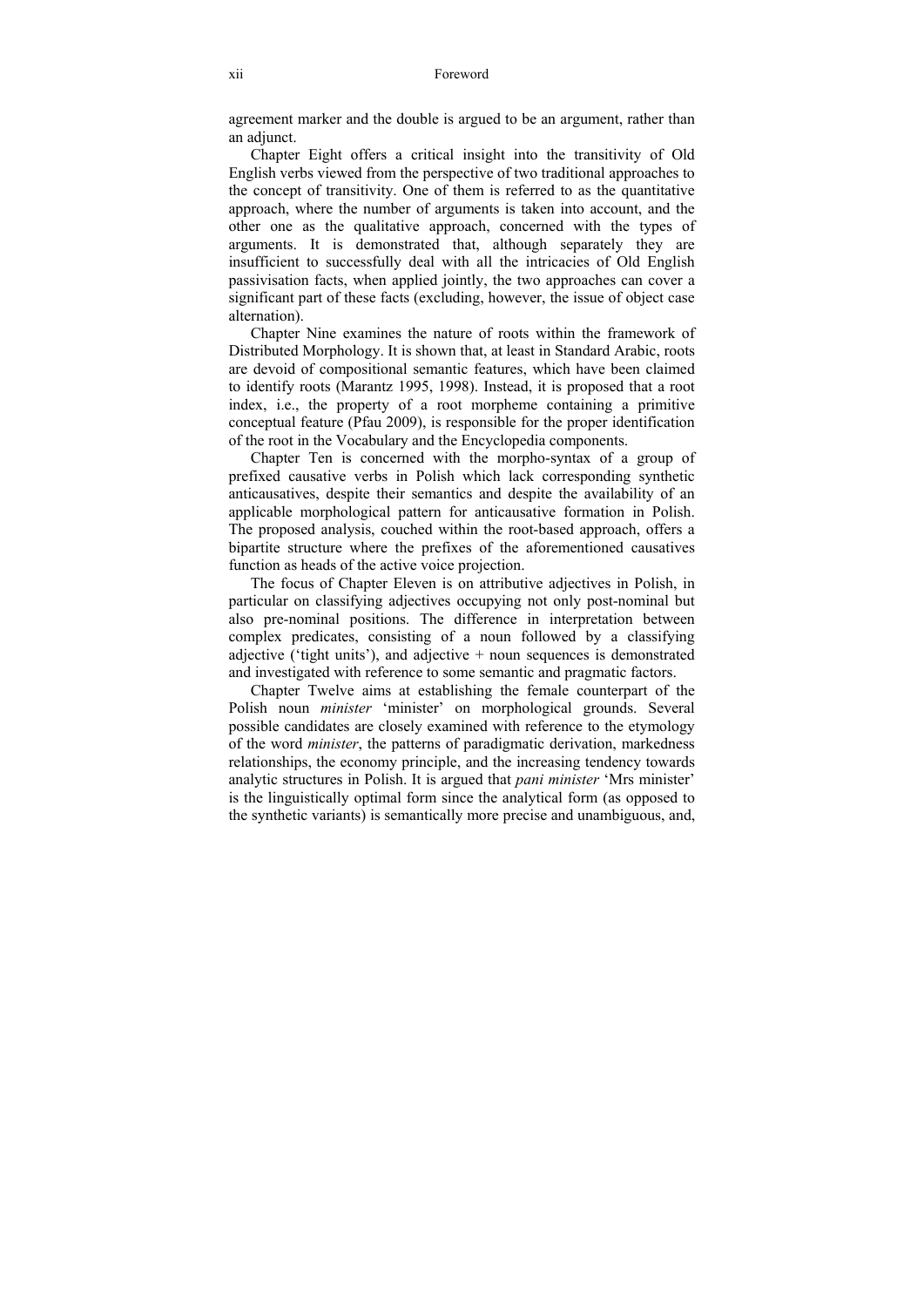agreement marker and the double is argued to be an argument, rather than an adjunct.

Chapter Eight offers a critical insight into the transitivity of Old English verbs viewed from the perspective of two traditional approaches to the concept of transitivity. One of them is referred to as the quantitative approach, where the number of arguments is taken into account, and the other one as the qualitative approach, concerned with the types of arguments. It is demonstrated that, although separately they are insufficient to successfully deal with all the intricacies of Old English passivisation facts, when applied jointly, the two approaches can cover a significant part of these facts (excluding, however, the issue of object case alternation).

Chapter Nine examines the nature of roots within the framework of Distributed Morphology. It is shown that, at least in Standard Arabic, roots are devoid of compositional semantic features, which have been claimed to identify roots (Marantz 1995, 1998). Instead, it is proposed that a root index, i.e., the property of a root morpheme containing a primitive conceptual feature (Pfau 2009), is responsible for the proper identification of the root in the Vocabulary and the Encyclopedia components.

Chapter Ten is concerned with the morpho-syntax of a group of prefixed causative verbs in Polish which lack corresponding synthetic anticausatives, despite their semantics and despite the availability of an applicable morphological pattern for anticausative formation in Polish. The proposed analysis, couched within the root-based approach, offers a bipartite structure where the prefixes of the aforementioned causatives function as heads of the active voice projection.

The focus of Chapter Eleven is on attributive adjectives in Polish, in particular on classifying adjectives occupying not only post-nominal but also pre-nominal positions. The difference in interpretation between complex predicates, consisting of a noun followed by a classifying adjective ('tight units'), and adjective + noun sequences is demonstrated and investigated with reference to some semantic and pragmatic factors.

Chapter Twelve aims at establishing the female counterpart of the Polish noun *minister* 'minister' on morphological grounds. Several possible candidates are closely examined with reference to the etymology of the word *minister*, the patterns of paradigmatic derivation, markedness relationships, the economy principle, and the increasing tendency towards analytic structures in Polish. It is argued that *pani minister* 'Mrs minister' is the linguistically optimal form since the analytical form (as opposed to the synthetic variants) is semantically more precise and unambiguous, and,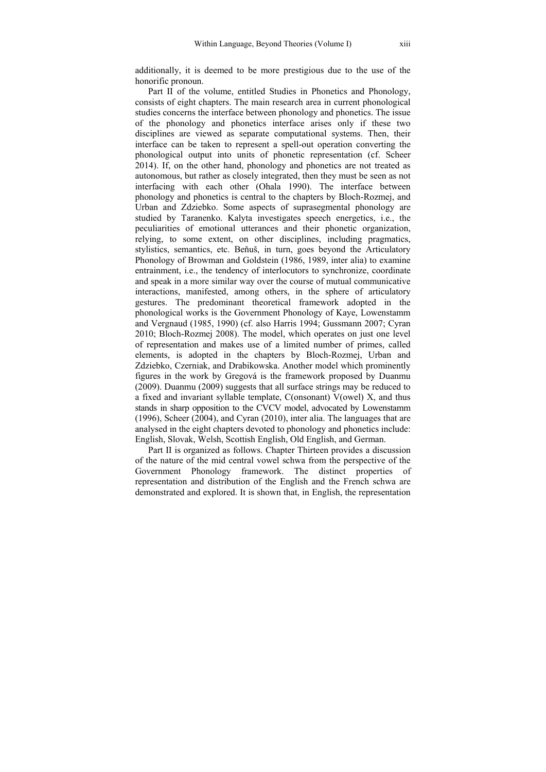additionally, it is deemed to be more prestigious due to the use of the honorific pronoun.

Part II of the volume, entitled Studies in Phonetics and Phonology, consists of eight chapters. The main research area in current phonological studies concerns the interface between phonology and phonetics. The issue of the phonology and phonetics interface arises only if these two disciplines are viewed as separate computational systems. Then, their interface can be taken to represent a spell-out operation converting the phonological output into units of phonetic representation (cf. Scheer 2014). If, on the other hand, phonology and phonetics are not treated as autonomous, but rather as closely integrated, then they must be seen as not interfacing with each other (Ohala 1990). The interface between phonology and phonetics is central to the chapters by Bloch-Rozmej, and Urban and Zdziebko. Some aspects of suprasegmental phonology are studied by Taranenko. Kalyta investigates speech energetics, i.e., the peculiarities of emotional utterances and their phonetic organization, relying, to some extent, on other disciplines, including pragmatics, stylistics, semantics, etc. Beňuš, in turn, goes beyond the Articulatory Phonology of Browman and Goldstein (1986, 1989, inter alia) to examine entrainment, i.e., the tendency of interlocutors to synchronize, coordinate and speak in a more similar way over the course of mutual communicative interactions, manifested, among others, in the sphere of articulatory gestures. The predominant theoretical framework adopted in the phonological works is the Government Phonology of Kaye, Lowenstamm and Vergnaud (1985, 1990) (cf. also Harris 1994; Gussmann 2007; Cyran 2010; Bloch-Rozmej 2008). The model, which operates on just one level of representation and makes use of a limited number of primes, called elements, is adopted in the chapters by Bloch-Rozmej, Urban and Zdziebko, Czerniak, and Drabikowska. Another model which prominently figures in the work by Gregová is the framework proposed by Duanmu (2009). Duanmu (2009) suggests that all surface strings may be reduced to a fixed and invariant syllable template, C(onsonant) V(owel) X, and thus stands in sharp opposition to the CVCV model, advocated by Lowenstamm (1996), Scheer (2004), and Cyran (2010), inter alia. The languages that are analysed in the eight chapters devoted to phonology and phonetics include: English, Slovak, Welsh, Scottish English, Old English, and German.

Part II is organized as follows. Chapter Thirteen provides a discussion of the nature of the mid central vowel schwa from the perspective of the Government Phonology framework. The distinct properties of representation and distribution of the English and the French schwa are demonstrated and explored. It is shown that, in English, the representation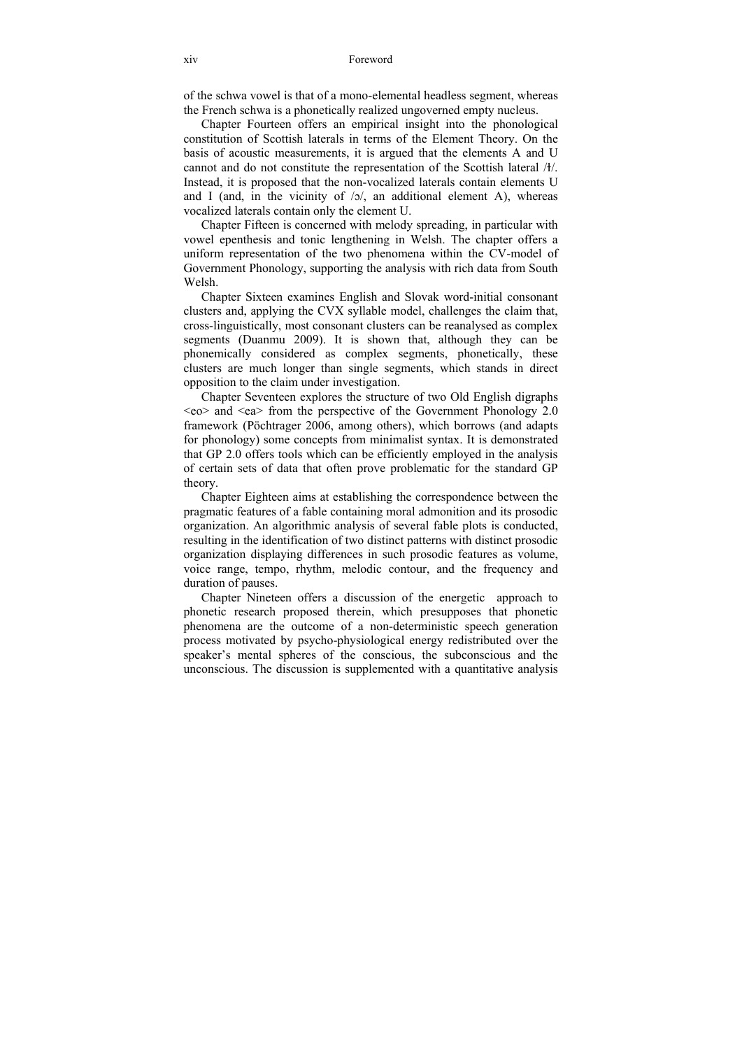of the schwa vowel is that of a mono-elemental headless segment, whereas the French schwa is a phonetically realized ungoverned empty nucleus.

Chapter Fourteen offers an empirical insight into the phonological constitution of Scottish laterals in terms of the Element Theory. On the basis of acoustic measurements, it is argued that the elements A and U cannot and do not constitute the representation of the Scottish lateral /ɫ/. Instead, it is proposed that the non-vocalized laterals contain elements U and I (and, in the vicinity of /ɔ/, an additional element A), whereas vocalized laterals contain only the element U.

Chapter Fifteen is concerned with melody spreading, in particular with vowel epenthesis and tonic lengthening in Welsh. The chapter offers a uniform representation of the two phenomena within the CV-model of Government Phonology, supporting the analysis with rich data from South Welsh.

Chapter Sixteen examines English and Slovak word-initial consonant clusters and, applying the CVX syllable model, challenges the claim that, cross-linguistically, most consonant clusters can be reanalysed as complex segments (Duanmu 2009). It is shown that, although they can be phonemically considered as complex segments, phonetically, these clusters are much longer than single segments, which stands in direct opposition to the claim under investigation.

Chapter Seventeen explores the structure of two Old English digraphs <eo> and <ea> from the perspective of the Government Phonology 2.0 framework (Pöchtrager 2006, among others), which borrows (and adapts for phonology) some concepts from minimalist syntax. It is demonstrated that GP 2.0 offers tools which can be efficiently employed in the analysis of certain sets of data that often prove problematic for the standard GP theory.

Chapter Eighteen aims at establishing the correspondence between the pragmatic features of a fable containing moral admonition and its prosodic organization. An algorithmic analysis of several fable plots is conducted, resulting in the identification of two distinct patterns with distinct prosodic organization displaying differences in such prosodic features as volume, voice range, tempo, rhythm, melodic contour, and the frequency and duration of pauses.

Chapter Nineteen offers a discussion of the energetic approach to phonetic research proposed therein, which presupposes that phonetic phenomena are the outcome of a non-deterministic speech generation process motivated by psycho-physiological energy redistributed over the speaker's mental spheres of the conscious, the subconscious and the unconscious. The discussion is supplemented with a quantitative analysis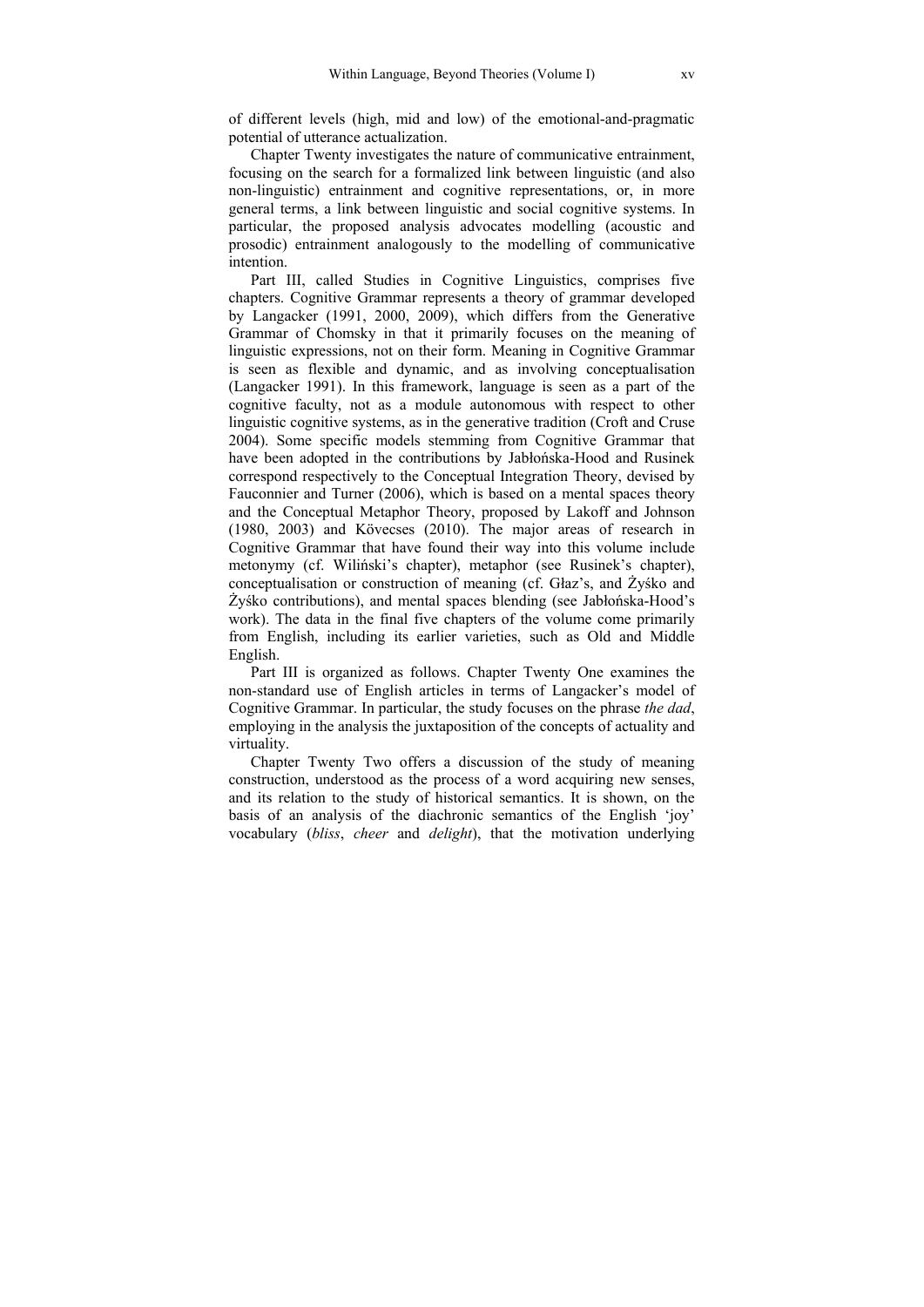of different levels (high, mid and low) of the emotional-and-pragmatic potential of utterance actualization.

Chapter Twenty investigates the nature of communicative entrainment, focusing on the search for a formalized link between linguistic (and also non-linguistic) entrainment and cognitive representations, or, in more general terms, a link between linguistic and social cognitive systems. In particular, the proposed analysis advocates modelling (acoustic and prosodic) entrainment analogously to the modelling of communicative intention.

Part III, called Studies in Cognitive Linguistics, comprises five chapters. Cognitive Grammar represents a theory of grammar developed by Langacker (1991, 2000, 2009), which differs from the Generative Grammar of Chomsky in that it primarily focuses on the meaning of linguistic expressions, not on their form. Meaning in Cognitive Grammar is seen as flexible and dynamic, and as involving conceptualisation (Langacker 1991). In this framework, language is seen as a part of the cognitive faculty, not as a module autonomous with respect to other linguistic cognitive systems, as in the generative tradition (Croft and Cruse 2004). Some specific models stemming from Cognitive Grammar that have been adopted in the contributions by Jabłońska-Hood and Rusinek correspond respectively to the Conceptual Integration Theory, devised by Fauconnier and Turner (2006), which is based on a mental spaces theory and the Conceptual Metaphor Theory, proposed by Lakoff and Johnson (1980, 2003) and Kövecses (2010). The major areas of research in Cognitive Grammar that have found their way into this volume include metonymy (cf. Wiliński's chapter), metaphor (see Rusinek's chapter), conceptualisation or construction of meaning (cf. Głaz's, and Żyśko and Żyśko contributions), and mental spaces blending (see Jabłońska-Hood's work). The data in the final five chapters of the volume come primarily from English, including its earlier varieties, such as Old and Middle English.

Part III is organized as follows. Chapter Twenty One examines the non-standard use of English articles in terms of Langacker's model of Cognitive Grammar. In particular, the study focuses on the phrase *the dad*, employing in the analysis the juxtaposition of the concepts of actuality and virtuality.

Chapter Twenty Two offers a discussion of the study of meaning construction, understood as the process of a word acquiring new senses, and its relation to the study of historical semantics. It is shown, on the basis of an analysis of the diachronic semantics of the English 'joy' vocabulary (*bliss*, *cheer* and *delight*), that the motivation underlying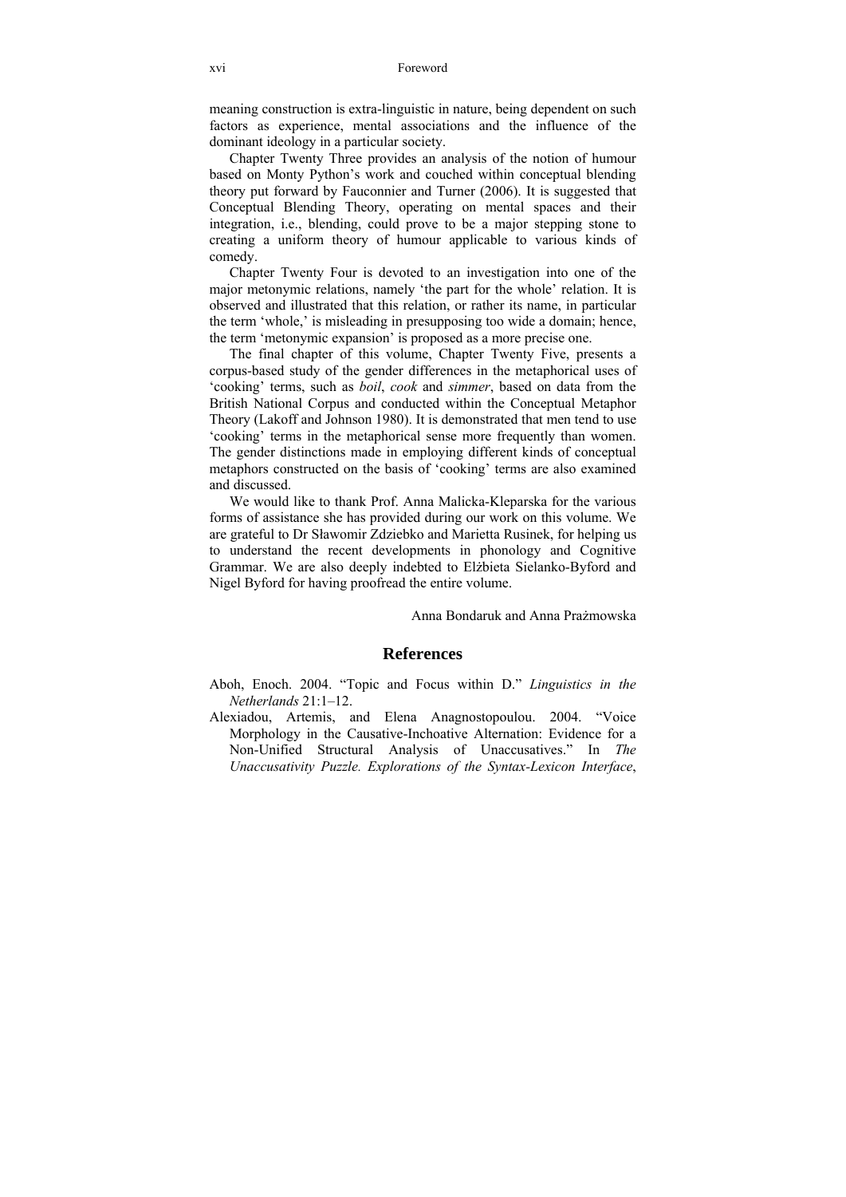meaning construction is extra-linguistic in nature, being dependent on such factors as experience, mental associations and the influence of the dominant ideology in a particular society.

Chapter Twenty Three provides an analysis of the notion of humour based on Monty Python's work and couched within conceptual blending theory put forward by Fauconnier and Turner (2006). It is suggested that Conceptual Blending Theory, operating on mental spaces and their integration, i.e., blending, could prove to be a major stepping stone to creating a uniform theory of humour applicable to various kinds of comedy.

Chapter Twenty Four is devoted to an investigation into one of the major metonymic relations, namely 'the part for the whole' relation. It is observed and illustrated that this relation, or rather its name, in particular the term 'whole,' is misleading in presupposing too wide a domain; hence, the term 'metonymic expansion' is proposed as a more precise one.

The final chapter of this volume, Chapter Twenty Five, presents a corpus-based study of the gender differences in the metaphorical uses of 'cooking' terms, such as *boil*, *cook* and *simmer*, based on data from the British National Corpus and conducted within the Conceptual Metaphor Theory (Lakoff and Johnson 1980). It is demonstrated that men tend to use 'cooking' terms in the metaphorical sense more frequently than women. The gender distinctions made in employing different kinds of conceptual metaphors constructed on the basis of 'cooking' terms are also examined and discussed.

We would like to thank Prof. Anna Malicka-Kleparska for the various forms of assistance she has provided during our work on this volume. We are grateful to Dr Sławomir Zdziebko and Marietta Rusinek, for helping us to understand the recent developments in phonology and Cognitive Grammar. We are also deeply indebted to Elżbieta Sielanko-Byford and Nigel Byford for having proofread the entire volume.

Anna Bondaruk and Anna Prażmowska

## References

Aboh, Enoch. 2004. "Topic and Focus within D." *Linguistics in the Netherlands* 21:1–12.

Alexiadou, Artemis, and Elena Anagnostopoulou. 2004. "Voice Morphology in the Causative-Inchoative Alternation: Evidence for a Non-Unified Structural Analysis of Unaccusatives." In *The Unaccusativity Puzzle. Explorations of the Syntax-Lexicon Interface*,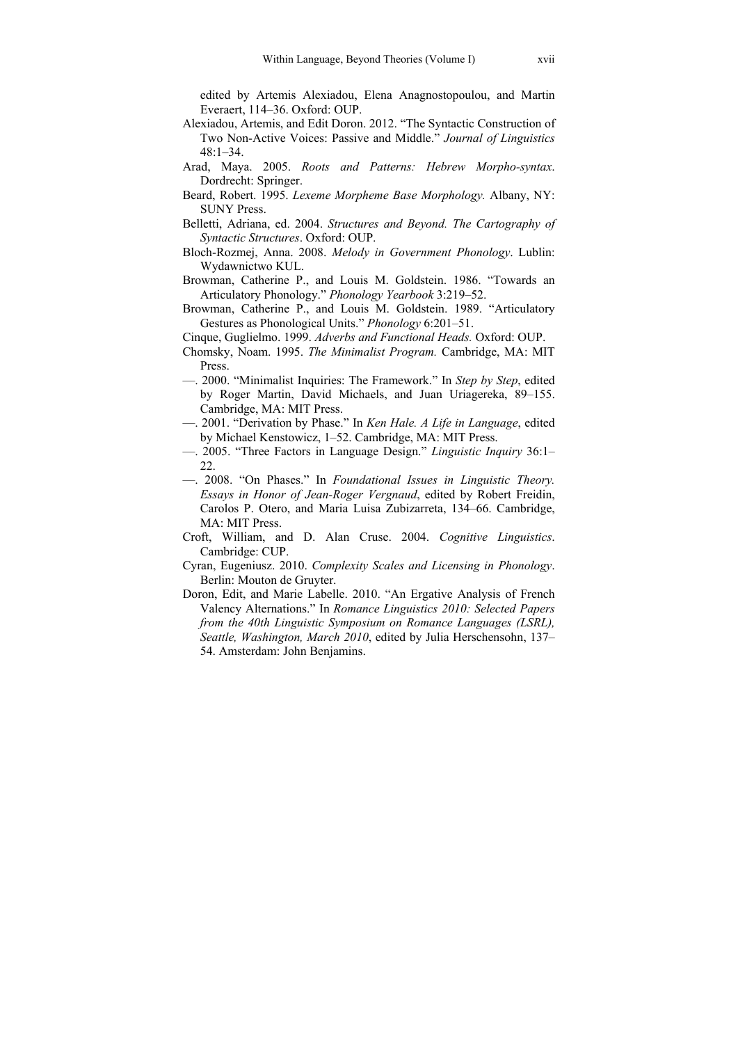edited by Artemis Alexiadou, Elena Anagnostopoulou, and Martin Everaert, 114–36. Oxford: OUP.

Alexiadou, Artemis, and Edit Doron. 2012. "The Syntactic Construction of Two Non-Active Voices: Passive and Middle." *Journal of Linguistics* 48:1–34.

Arad, Maya. 2005. *Roots and Patterns: Hebrew Morpho-syntax*. Dordrecht: Springer.

Beard, Robert. 1995. *Lexeme Morpheme Base Morphology.* Albany, NY: SUNY Press.

Belletti, Adriana, ed. 2004. *Structures and Beyond. The Cartography of Syntactic Structures*. Oxford: OUP.

Bloch-Rozmej, Anna. 2008. *Melody in Government Phonology*. Lublin: Wydawnictwo KUL.

Browman, Catherine P., and Louis M. Goldstein. 1986. "Towards an Articulatory Phonology." *Phonology Yearbook* 3:219–52.

Browman, Catherine P., and Louis M. Goldstein. 1989. "Articulatory Gestures as Phonological Units." *Phonology* 6:201–51.

Cinque, Guglielmo. 1999. *Adverbs and Functional Heads.* Oxford: OUP.

Chomsky, Noam. 1995. *The Minimalist Program.* Cambridge, MA: MIT Press.

—. 2000. "Minimalist Inquiries: The Framework." In *Step by Step*, edited by Roger Martin, David Michaels, and Juan Uriagereka, 89–155. Cambridge, MA: MIT Press.

—. 2001. "Derivation by Phase." In *Ken Hale. A Life in Language*, edited by Michael Kenstowicz, 1–52. Cambridge, MA: MIT Press.

—. 2005. "Three Factors in Language Design." *Linguistic Inquiry* 36:1–22.

—. 2008. "On Phases." In *Foundational Issues in Linguistic Theory. Essays in Honor of Jean-Roger Vergnaud*, edited by Robert Freidin, Carolos P. Otero, and Maria Luisa Zubizarreta, 134–66. Cambridge, MA: MIT Press.

Croft, William, and D. Alan Cruse. 2004. *Cognitive Linguistics*. Cambridge: CUP.

Cyran, Eugeniusz. 2010. *Complexity Scales and Licensing in Phonology*. Berlin: Mouton de Gruyter.

Doron, Edit, and Marie Labelle. 2010. "An Ergative Analysis of French Valency Alternations." In *Romance Linguistics 2010: Selected Papers from the 40th Linguistic Symposium on Romance Languages (LSRL), Seattle, Washington, March 2010*, edited by Julia Herschensohn, 137–54. Amsterdam: John Benjamins.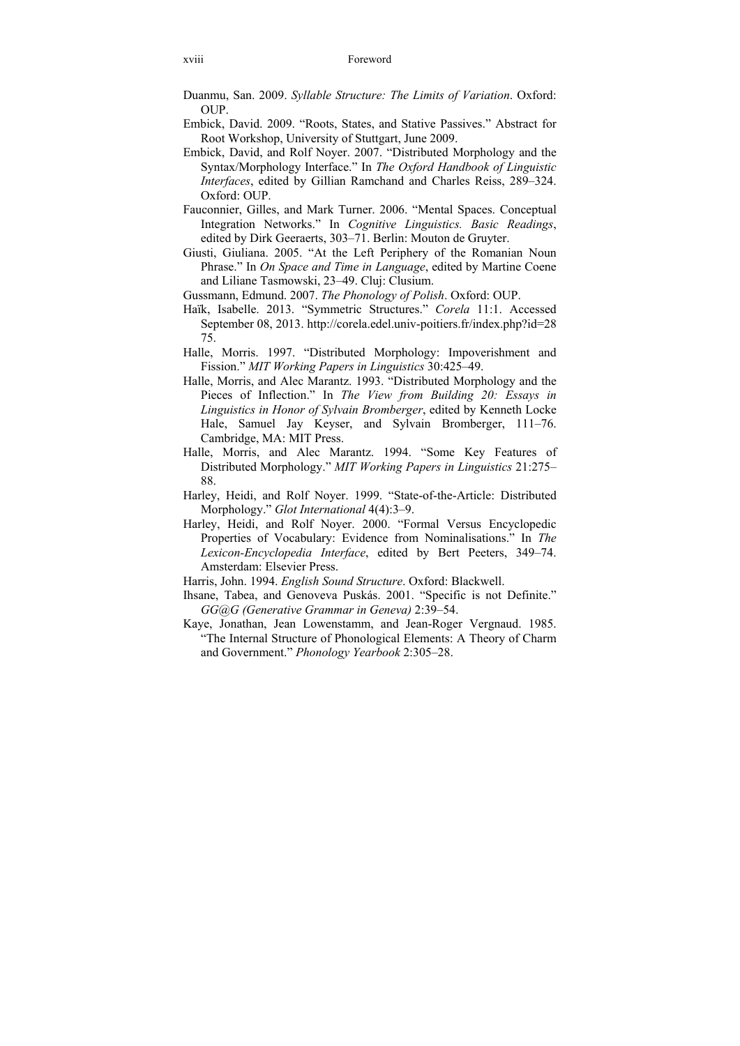Duanmu, San. 2009. *Syllable Structure: The Limits of Variation*. Oxford: OUP.

Embick, David. 2009. "Roots, States, and Stative Passives." Abstract for Root Workshop, University of Stuttgart, June 2009.

Embick, David, and Rolf Noyer. 2007. "Distributed Morphology and the Syntax/Morphology Interface." In *The Oxford Handbook of Linguistic Interfaces*, edited by Gillian Ramchand and Charles Reiss, 289–324. Oxford: OUP.

Fauconnier, Gilles, and Mark Turner. 2006. "Mental Spaces. Conceptual Integration Networks." In *Cognitive Linguistics. Basic Readings*, edited by Dirk Geeraerts, 303–71. Berlin: Mouton de Gruyter.

Giusti, Giuliana. 2005. "At the Left Periphery of the Romanian Noun Phrase." In *On Space and Time in Language*, edited by Martine Coene and Liliane Tasmowski, 23–49. Cluj: Clusium.

Gussmann, Edmund. 2007. *The Phonology of Polish*. Oxford: OUP.

Haïk, Isabelle. 2013. "Symmetric Structures." *Corela* 11:1. Accessed September 08, 2013. http://corela.edel.univ-poitiers.fr/index.php?id=2875.

Halle, Morris. 1997. "Distributed Morphology: Impoverishment and Fission." *MIT Working Papers in Linguistics* 30:425–49.

Halle, Morris, and Alec Marantz. 1993. "Distributed Morphology and the Pieces of Inflection." In *The View from Building 20: Essays in Linguistics in Honor of Sylvain Bromberger*, edited by Kenneth Locke Hale, Samuel Jay Keyser, and Sylvain Bromberger, 111–76. Cambridge, MA: MIT Press.

Halle, Morris, and Alec Marantz. 1994. "Some Key Features of Distributed Morphology." *MIT Working Papers in Linguistics* 21:275–88.

Harley, Heidi, and Rolf Noyer. 1999. "State-of-the-Article: Distributed Morphology." *Glot International* 4(4):3–9.

Harley, Heidi, and Rolf Noyer. 2000. "Formal Versus Encyclopedic Properties of Vocabulary: Evidence from Nominalisations." In *The Lexicon-Encyclopedia Interface*, edited by Bert Peeters, 349–74. Amsterdam: Elsevier Press.

Harris, John. 1994. *English Sound Structure*. Oxford: Blackwell.

Ihsane, Tabea, and Genoveva Puskás. 2001. "Specific is not Definite." *GG@G (Generative Grammar in Geneva)* 2:39–54.

Kaye, Jonathan, Jean Lowenstamm, and Jean-Roger Vergnaud. 1985. "The Internal Structure of Phonological Elements: A Theory of Charm and Government." *Phonology Yearbook* 2:305–28.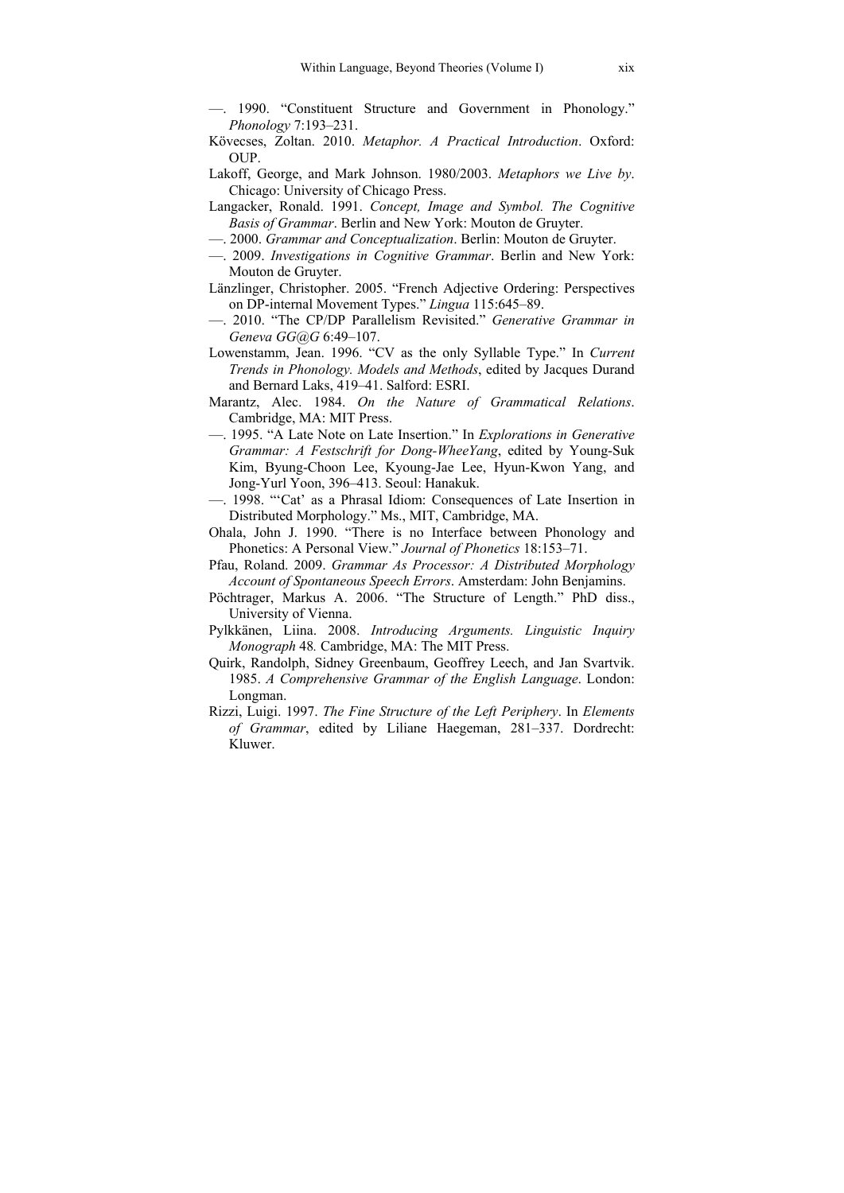—. 1990. "Constituent Structure and Government in Phonology." *Phonology* 7:193–231.

Kövecses, Zoltan. 2010. *Metaphor. A Practical Introduction*. Oxford: OUP.

Lakoff, George, and Mark Johnson. 1980/2003. *Metaphors we Live by*. Chicago: University of Chicago Press.

Langacker, Ronald. 1991. *Concept, Image and Symbol. The Cognitive Basis of Grammar*. Berlin and New York: Mouton de Gruyter.

—. 2000. *Grammar and Conceptualization*. Berlin: Mouton de Gruyter.

—. 2009. *Investigations in Cognitive Grammar*. Berlin and New York: Mouton de Gruyter.

Länzlinger, Christopher. 2005. "French Adjective Ordering: Perspectives on DP-internal Movement Types." *Lingua* 115:645–89.

—. 2010. "The CP/DP Parallelism Revisited." *Generative Grammar in Geneva GG@G* 6:49–107.

Lowenstamm, Jean. 1996. "CV as the only Syllable Type." In *Current Trends in Phonology. Models and Methods*, edited by Jacques Durand and Bernard Laks, 419–41. Salford: ESRI.

Marantz, Alec. 1984. *On the Nature of Grammatical Relations*. Cambridge, MA: MIT Press.

—. 1995. "A Late Note on Late Insertion." In *Explorations in Generative Grammar: A Festschrift for Dong-WheeYang*, edited by Young-Suk Kim, Byung-Choon Lee, Kyoung-Jae Lee, Hyun-Kwon Yang, and Jong-Yurl Yoon, 396–413. Seoul: Hanakuk.

—. 1998. "'Cat' as a Phrasal Idiom: Consequences of Late Insertion in Distributed Morphology." Ms., MIT, Cambridge, MA.

Ohala, John J. 1990. "There is no Interface between Phonology and Phonetics: A Personal View." *Journal of Phonetics* 18:153–71.

Pfau, Roland. 2009. *Grammar As Processor: A Distributed Morphology Account of Spontaneous Speech Errors*. Amsterdam: John Benjamins.

Pöchtrager, Markus A. 2006. "The Structure of Length." PhD diss., University of Vienna.

Pylkkänen, Liina. 2008. *Introducing Arguments. Linguistic Inquiry Monograph* 48*.* Cambridge, MA: The MIT Press.

Quirk, Randolph, Sidney Greenbaum, Geoffrey Leech, and Jan Svartvik. 1985. *A Comprehensive Grammar of the English Language*. London: Longman.

Rizzi, Luigi. 1997. *The Fine Structure of the Left Periphery*. In *Elements of Grammar*, edited by Liliane Haegeman, 281–337. Dordrecht: Kluwer.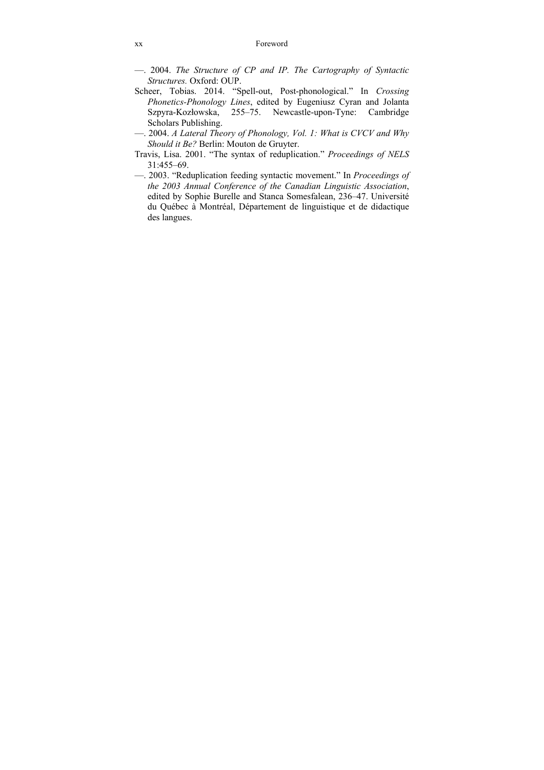—. 2004. *The Structure of CP and IP. The Cartography of Syntactic Structures.* Oxford: OUP.

Scheer, Tobias. 2014. "Spell-out, Post-phonological." In *Crossing Phonetics-Phonology Lines*, edited by Eugeniusz Cyran and Jolanta Szpyra-Kozłowska, 255–75. Newcastle-upon-Tyne: Cambridge Scholars Publishing.

—. 2004. *A Lateral Theory of Phonology, Vol. 1: What is CVCV and Why Should it Be?* Berlin: Mouton de Gruyter.

Travis, Lisa. 2001. "The syntax of reduplication." *Proceedings of NELS* 31:455–69.

—. 2003. "Reduplication feeding syntactic movement." In *Proceedings of the 2003 Annual Conference of the Canadian Linguistic Association*, edited by Sophie Burelle and Stanca Somesfalean, 236–47. Université du Québec à Montréal, Département de linguistique et de didactique des langues.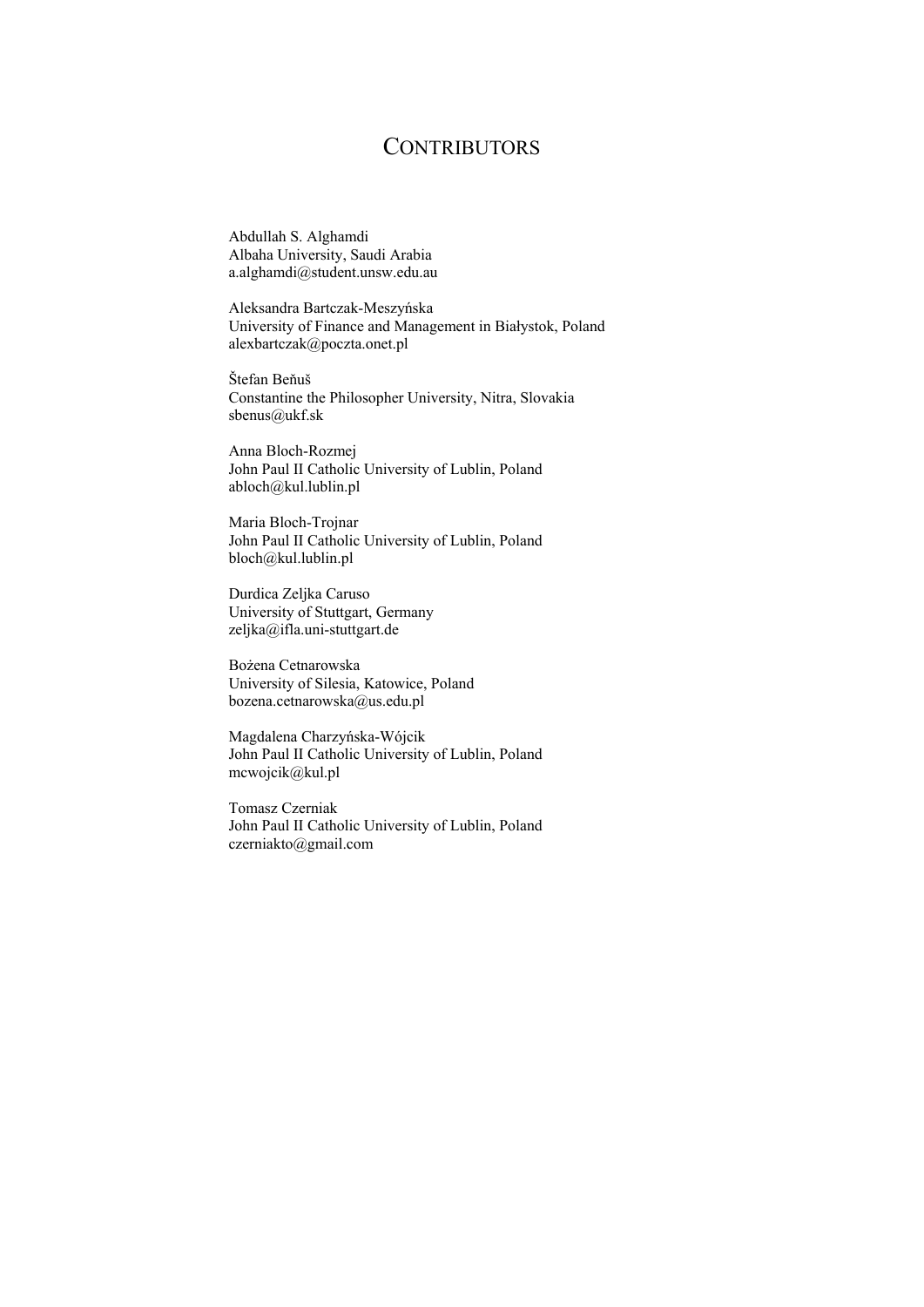# CONTRIBUTORS

Abdullah S. Alghamdi
Albaha University, Saudi Arabia
a.alghamdi@student.unsw.edu.au

Aleksandra Bartczak-Meszyńska
University of Finance and Management in Białystok, Poland
alexbartczak@poczta.onet.pl

Štefan Beňuš
Constantine the Philosopher University, Nitra, Slovakia
sbenus@ukf.sk

Anna Bloch-Rozmej
John Paul II Catholic University of Lublin, Poland
abloch@kul.lublin.pl

Maria Bloch-Trojnar
John Paul II Catholic University of Lublin, Poland
bloch@kul.lublin.pl

Durdica Zeljka Caruso
University of Stuttgart, Germany
zeljka@ifla.uni-stuttgart.de

Bożena Cetnarowska
University of Silesia, Katowice, Poland
bozena.cetnarowska@us.edu.pl

Magdalena Charzyńska-Wójcik
John Paul II Catholic University of Lublin, Poland
mcwojcik@kul.pl

Tomasz Czerniak
John Paul II Catholic University of Lublin, Poland
czerniakto@gmail.com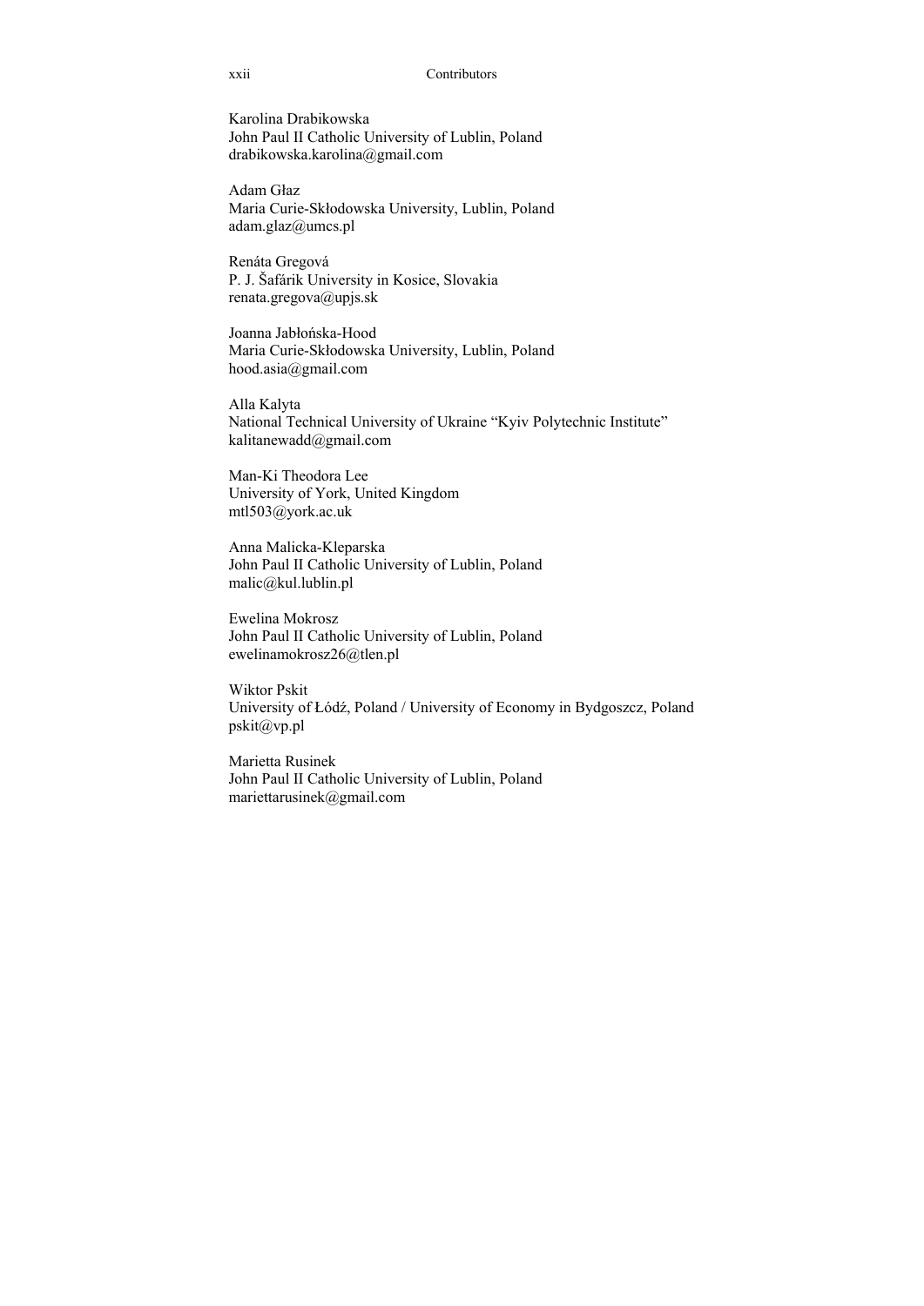Karolina Drabikowska
John Paul II Catholic University of Lublin, Poland
drabikowska.karolina@gmail.com

Adam Głaz
Maria Curie-Skłodowska University, Lublin, Poland
adam.glaz@umcs.pl

Renáta Gregová
P. J. Šafárik University in Kosice, Slovakia
renata.gregova@upjs.sk

Joanna Jabłońska-Hood
Maria Curie-Skłodowska University, Lublin, Poland
hood.asia@gmail.com

Alla Kalyta
National Technical University of Ukraine "Kyiv Polytechnic Institute"
kalitanewadd@gmail.com

Man-Ki Theodora Lee
University of York, United Kingdom
mtl503@york.ac.uk

Anna Malicka-Kleparska
John Paul II Catholic University of Lublin, Poland
malic@kul.lublin.pl

Ewelina Mokrosz
John Paul II Catholic University of Lublin, Poland
ewelinamokrosz26@tlen.pl

Wiktor Pskit
University of Łódź, Poland / University of Economy in Bydgoszcz, Poland
pskit@vp.pl

Marietta Rusinek
John Paul II Catholic University of Lublin, Poland
mariettarusinek@gmail.com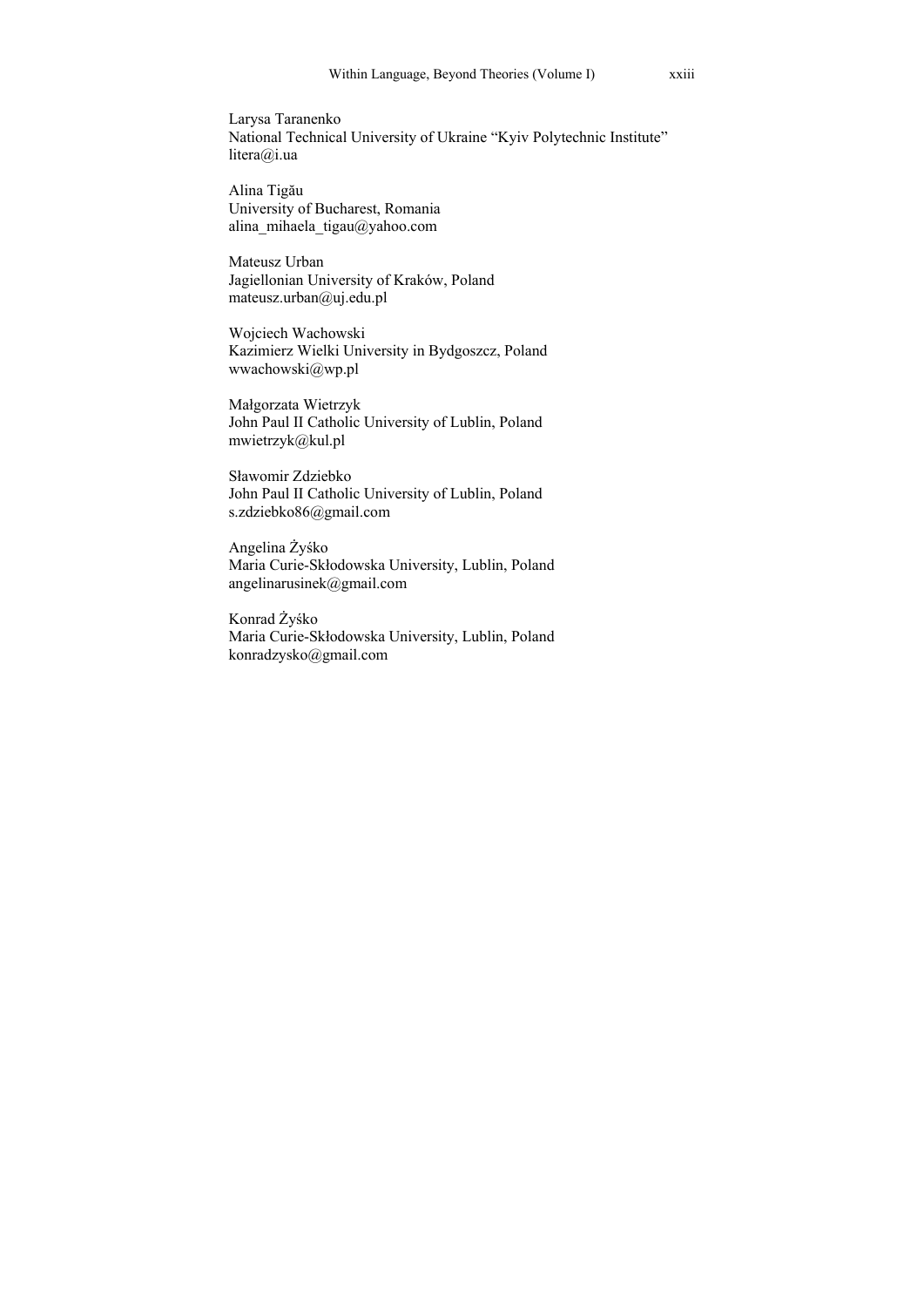Larysa Taranenko
National Technical University of Ukraine "Kyiv Polytechnic Institute"
litera@i.ua

Alina Tigău
University of Bucharest, Romania
alina_mihaela_tigau@yahoo.com

Mateusz Urban
Jagiellonian University of Kraków, Poland
mateusz.urban@uj.edu.pl

Wojciech Wachowski
Kazimierz Wielki University in Bydgoszcz, Poland
wwachowski@wp.pl

Małgorzata Wietrzyk
John Paul II Catholic University of Lublin, Poland
mwietrzyk@kul.pl

Sławomir Zdziebko
John Paul II Catholic University of Lublin, Poland
s.zdziebko86@gmail.com

Angelina Żyśko
Maria Curie-Skłodowska University, Lublin, Poland
angelinarusinek@gmail.com

Konrad Żyśko
Maria Curie-Skłodowska University, Lublin, Poland
konradzysko@gmail.com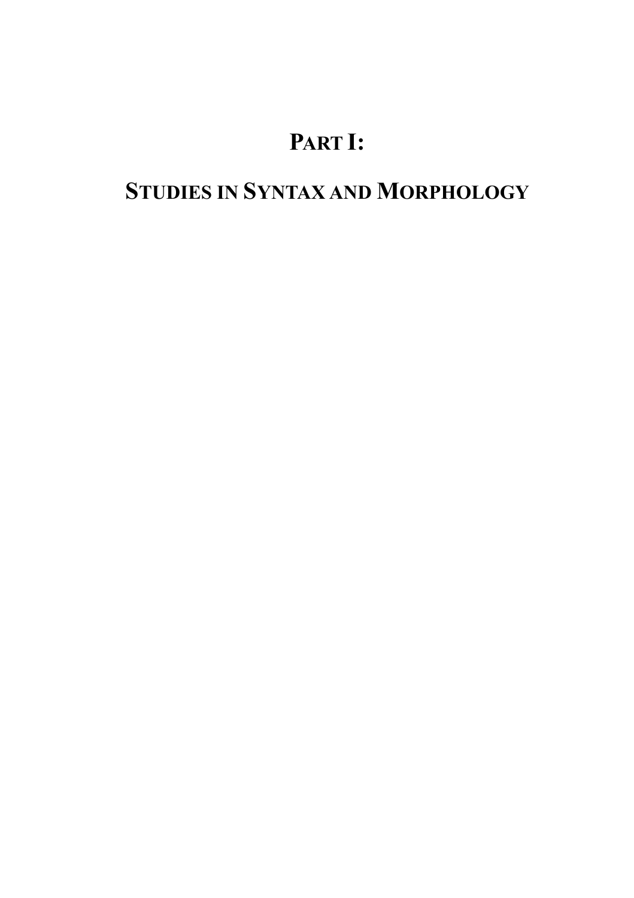# PART I:

# STUDIES IN SYNTAX AND MORPHOLOGY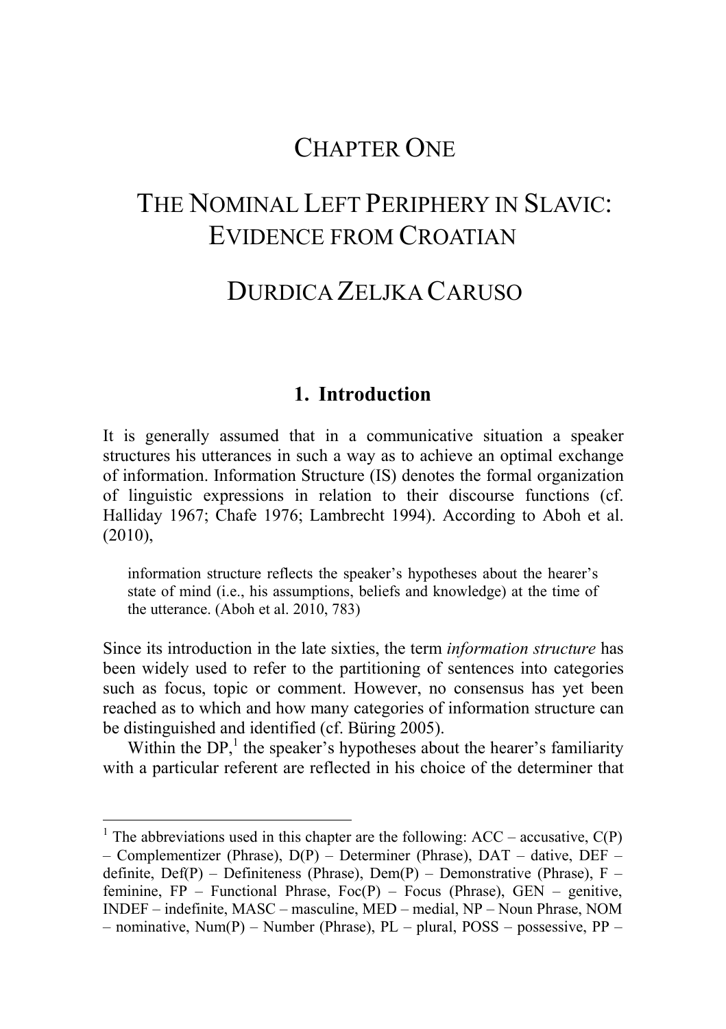# CHAPTER ONE

# THE NOMINAL LEFT PERIPHERY IN SLAVIC: EVIDENCE FROM CROATIAN

## DURDICA ZELJKA CARUSO

### 1. Introduction

It is generally assumed that in a communicative situation a speaker structures his utterances in such a way as to achieve an optimal exchange of information. Information Structure (IS) denotes the formal organization of linguistic expressions in relation to their discourse functions (cf. Halliday 1967; Chafe 1976; Lambrecht 1994). According to Aboh et al. (2010),

> information structure reflects the speaker's hypotheses about the hearer's state of mind (i.e., his assumptions, beliefs and knowledge) at the time of the utterance. (Aboh et al. 2010, 783)

Since its introduction in the late sixties, the term *information structure* has been widely used to refer to the partitioning of sentences into categories such as focus, topic or comment. However, no consensus has yet been reached as to which and how many categories of information structure can be distinguished and identified (cf. Büring 2005).

Within the DP,[1] the speaker's hypotheses about the hearer's familiarity with a particular referent are reflected in his choice of the determiner that

---

[1] The abbreviations used in this chapter are the following: ACC – accusative, C(P) – Complementizer (Phrase), D(P) – Determiner (Phrase), DAT – dative, DEF – definite, Def(P) – Definiteness (Phrase), Dem(P) – Demonstrative (Phrase), F – feminine, FP – Functional Phrase, Foc(P) – Focus (Phrase), GEN – genitive, INDEF – indefinite, MASC – masculine, MED – medial, NP – Noun Phrase, NOM – nominative, Num(P) – Number (Phrase), PL – plural, POSS – possessive, PP –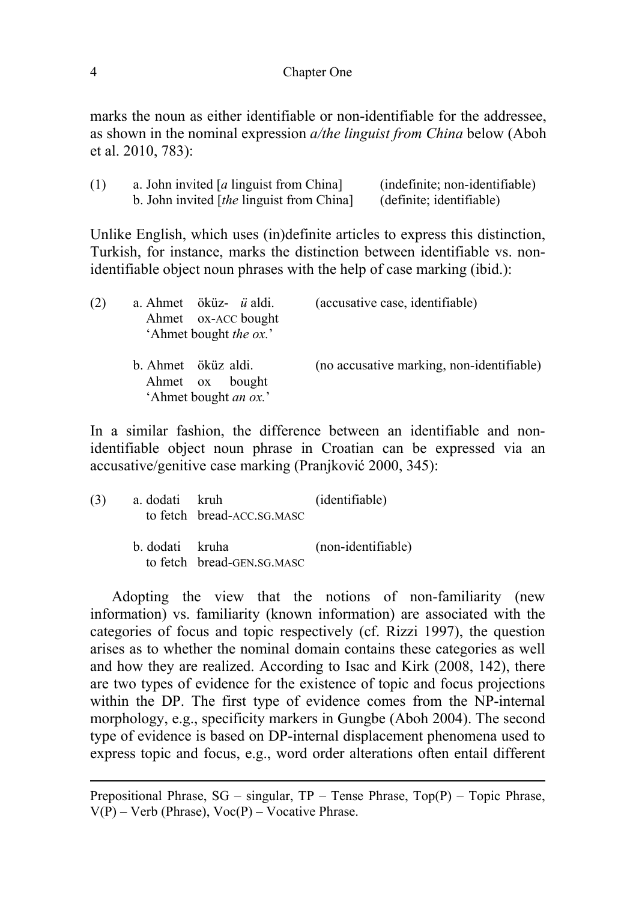marks the noun as either identifiable or non-identifiable for the addressee, as shown in the nominal expression *a/the linguist from China* below (Aboh et al. 2010, 783):

(1) a. John invited [*a* linguist from China] (indefinite; non-identifiable)
b. John invited [*the* linguist from China] (definite; identifiable)

Unlike English, which uses (in)definite articles to express this distinction, Turkish, for instance, marks the distinction between identifiable vs. non-identifiable object noun phrases with the help of case marking (ibid.):

(2) a. Ahmet öküz- *ü* aldi. (accusative case, identifiable)
Ahmet ox-ACC bought
'Ahmet bought *the ox.*'

b. Ahmet öküz aldi. (no accusative marking, non-identifiable)
Ahmet ox bought
'Ahmet bought *an ox.*'

In a similar fashion, the difference between an identifiable and non-identifiable object noun phrase in Croatian can be expressed via an accusative/genitive case marking (Pranjković 2000, 345):

(3) a. dodati kruh (identifiable)
to fetch bread-ACC.SG.MASC

b. dodati kruha (non-identifiable)
to fetch bread-GEN.SG.MASC

Adopting the view that the notions of non-familiarity (new information) vs. familiarity (known information) are associated with the categories of focus and topic respectively (cf. Rizzi 1997), the question arises as to whether the nominal domain contains these categories as well and how they are realized. According to Isac and Kirk (2008, 142), there are two types of evidence for the existence of topic and focus projections within the DP. The first type of evidence comes from the NP-internal morphology, e.g., specificity markers in Gungbe (Aboh 2004). The second type of evidence is based on DP-internal displacement phenomena used to express topic and focus, e.g., word order alterations often entail different

---

Prepositional Phrase, SG – singular, TP – Tense Phrase, Top(P) – Topic Phrase, V(P) – Verb (Phrase), Voc(P) – Vocative Phrase.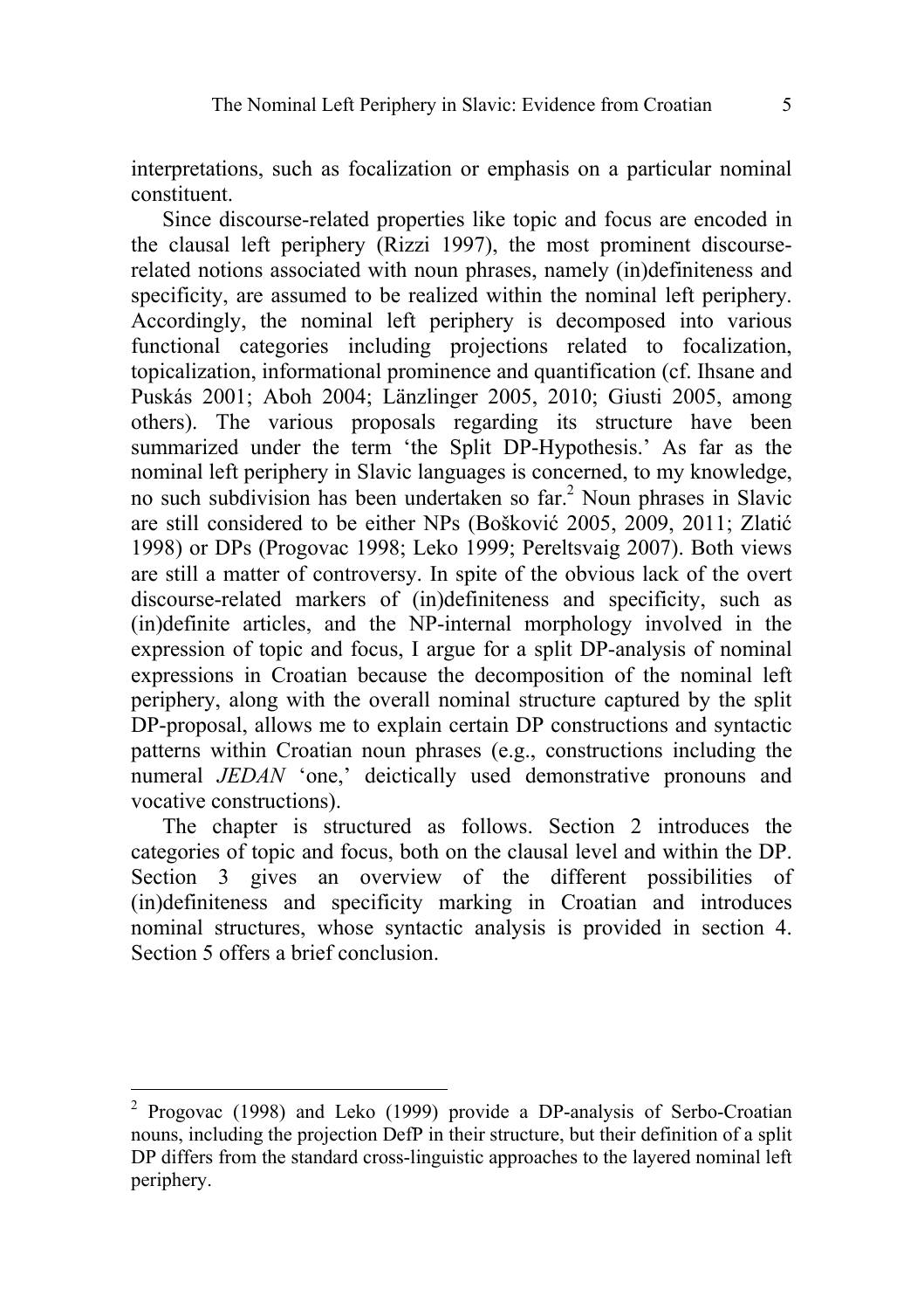interpretations, such as focalization or emphasis on a particular nominal constituent.

Since discourse-related properties like topic and focus are encoded in the clausal left periphery (Rizzi 1997), the most prominent discourse-related notions associated with noun phrases, namely (in)definiteness and specificity, are assumed to be realized within the nominal left periphery. Accordingly, the nominal left periphery is decomposed into various functional categories including projections related to focalization, topicalization, informational prominence and quantification (cf. Ihsane and Puskás 2001; Aboh 2004; Länzlinger 2005, 2010; Giusti 2005, among others). The various proposals regarding its structure have been summarized under the term 'the Split DP-Hypothesis.' As far as the nominal left periphery in Slavic languages is concerned, to my knowledge, no such subdivision has been undertaken so far.[2] Noun phrases in Slavic are still considered to be either NPs (Bošković 2005, 2009, 2011; Zlatić 1998) or DPs (Progovac 1998; Leko 1999; Pereltsvaig 2007). Both views are still a matter of controversy. In spite of the obvious lack of the overt discourse-related markers of (in)definiteness and specificity, such as (in)definite articles, and the NP-internal morphology involved in the expression of topic and focus, I argue for a split DP-analysis of nominal expressions in Croatian because the decomposition of the nominal left periphery, along with the overall nominal structure captured by the split DP-proposal, allows me to explain certain DP constructions and syntactic patterns within Croatian noun phrases (e.g., constructions including the numeral *JEDAN* 'one,' deictically used demonstrative pronouns and vocative constructions).

The chapter is structured as follows. Section 2 introduces the categories of topic and focus, both on the clausal level and within the DP. Section 3 gives an overview of the different possibilities of (in)definiteness and specificity marking in Croatian and introduces nominal structures, whose syntactic analysis is provided in section 4. Section 5 offers a brief conclusion.

---

[2] Progovac (1998) and Leko (1999) provide a DP-analysis of Serbo-Croatian nouns, including the projection DefP in their structure, but their definition of a split DP differs from the standard cross-linguistic approaches to the layered nominal left periphery.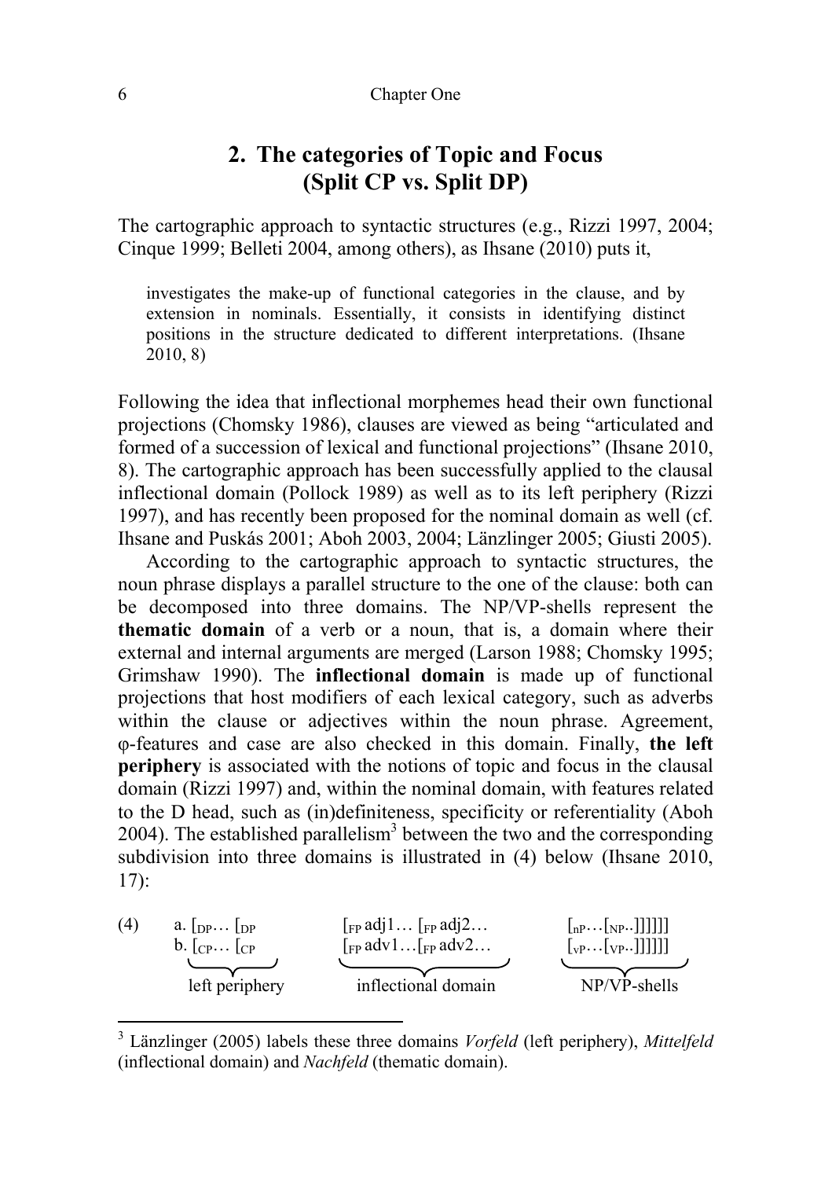## 2. The categories of Topic and Focus (Split CP vs. Split DP)

The cartographic approach to syntactic structures (e.g., Rizzi 1997, 2004; Cinque 1999; Belleti 2004, among others), as Ihsane (2010) puts it,

> investigates the make-up of functional categories in the clause, and by extension in nominals. Essentially, it consists in identifying distinct positions in the structure dedicated to different interpretations. (Ihsane 2010, 8)

Following the idea that inflectional morphemes head their own functional projections (Chomsky 1986), clauses are viewed as being "articulated and formed of a succession of lexical and functional projections" (Ihsane 2010, 8). The cartographic approach has been successfully applied to the clausal inflectional domain (Pollock 1989) as well as to its left periphery (Rizzi 1997), and has recently been proposed for the nominal domain as well (cf. Ihsane and Puskás 2001; Aboh 2003, 2004; Länzlinger 2005; Giusti 2005).

According to the cartographic approach to syntactic structures, the noun phrase displays a parallel structure to the one of the clause: both can be decomposed into three domains. The NP/VP-shells represent the **thematic domain** of a verb or a noun, that is, a domain where their external and internal arguments are merged (Larson 1988; Chomsky 1995; Grimshaw 1990). The **inflectional domain** is made up of functional projections that host modifiers of each lexical category, such as adverbs within the clause or adjectives within the noun phrase. Agreement, φ-features and case are also checked in this domain. Finally, **the left periphery** is associated with the notions of topic and focus in the clausal domain (Rizzi 1997) and, within the nominal domain, with features related to the D head, such as (in)definiteness, specificity or referentiality (Aboh 2004). The established parallelism[3] between the two and the corresponding subdivision into three domains is illustrated in (4) below (Ihsane 2010, 17):

(4) a. [$_{DP}$… [$_{DP}$ [$_{FP}$ adj1… [$_{FP}$ adj2… [$_{nP}$…[$_{NP}$..]]]]]]
b. [$_{CP}$… [$_{CP}$ [$_{FP}$ adv1…[$_{FP}$ adv2… [$_{vP}$…[$_{VP}$..]]]]]]

left periphery — inflectional domain — NP/VP-shells

[3] Länzlinger (2005) labels these three domains *Vorfeld* (left periphery), *Mittelfeld* (inflectional domain) and *Nachfeld* (thematic domain).